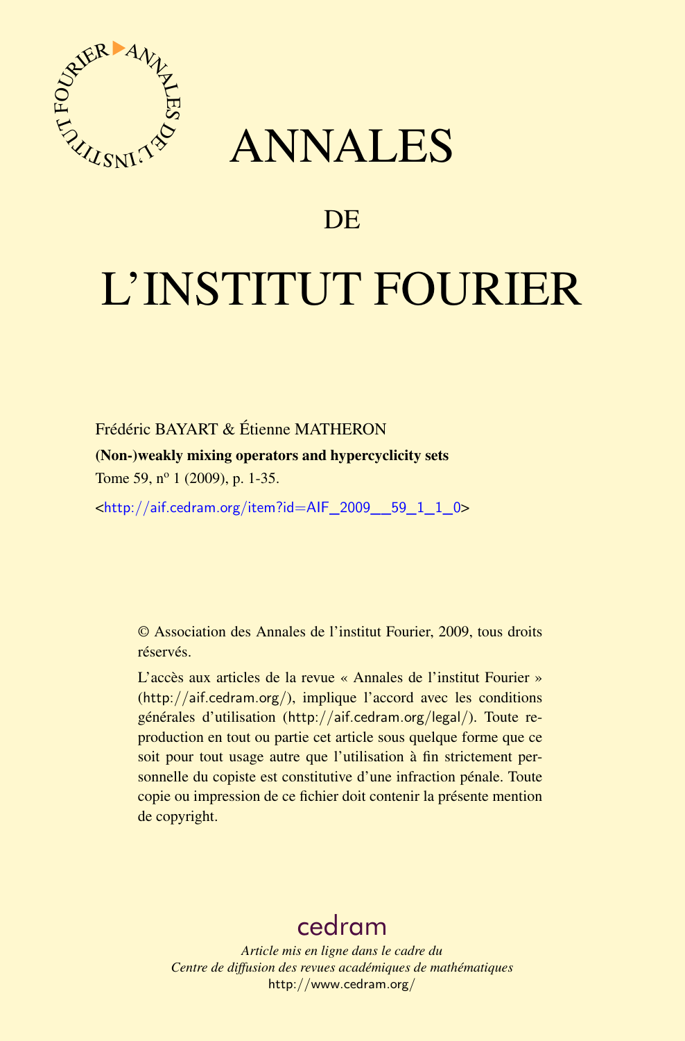# ANNALES

## DE

# L'INSTITUT FOURIER

Frédéric BAYART & Étienne MATHERON

**(Non-)weakly mixing operators and hypercyclicity sets**

Tome 59, nº 1 (2009), p. 1-35.

<http://aif.cedram.org/item?id=AIF_2009__59_1_1_0>

© Association des Annales de l'institut Fourier, 2009, tous droits réservés.

L'accès aux articles de la revue « Annales de l'institut Fourier » (http://aif.cedram.org/), implique l'accord avec les conditions générales d'utilisation (http://aif.cedram.org/legal/). Toute reproduction en tout ou partie cet article sous quelque forme que ce soit pour tout usage autre que l'utilisation à fin strictement personnelle du copiste est constitutive d'une infraction pénale. Toute copie ou impression de ce fichier doit contenir la présente mention de copyright.

cedram

*Article mis en ligne dans le cadre du*
*Centre de diffusion des revues académiques de mathématiques*
http://www.cedram.org/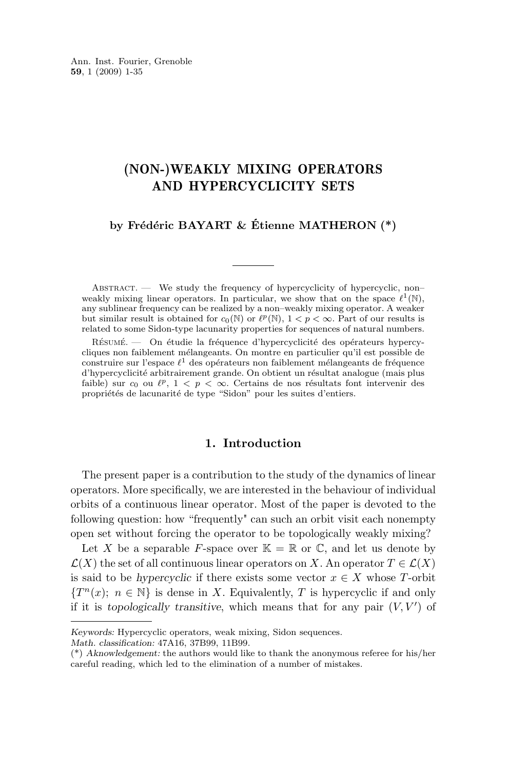Ann. Inst. Fourier, Grenoble
**59**, 1 (2009) 1-35

# (NON-)WEAKLY MIXING OPERATORS AND HYPERCYCLICITY SETS

**by Frédéric BAYART & Étienne MATHERON (\*)**

---

Abstract. — We study the frequency of hypercyclicity of hypercyclic, non–weakly mixing linear operators. In particular, we show that on the space $\ell^1(\mathbb{N})$, any sublinear frequency can be realized by a non–weakly mixing operator. A weaker but similar result is obtained for $c_0(\mathbb{N})$ or $\ell^p(\mathbb{N})$, $1 < p < \infty$. Part of our results is related to some Sidon-type lacunarity properties for sequences of natural numbers.

Résumé. — On étudie la fréquence d'hypercyclicité des opérateurs hypercycliques non faiblement mélangeants. On montre en particulier qu'il est possible de construire sur l'espace $\ell^1$ des opérateurs non faiblement mélangeants de fréquence d'hypercyclicité arbitrairement grande. On obtient un résultat analogue (mais plus faible) sur $c_0$ ou $\ell^p$, $1 < p < \infty$. Certains de nos résultats font intervenir des propriétés de lacunarité de type "Sidon" pour les suites d'entiers.

## 1. Introduction

The present paper is a contribution to the study of the dynamics of linear operators. More specifically, we are interested in the behaviour of individual orbits of a continuous linear operator. Most of the paper is devoted to the following question: how "frequently" can such an orbit visit each nonempty open set without forcing the operator to be topologically weakly mixing?

Let $X$ be a separable $F$-space over $\mathbb{K} = \mathbb{R}$ or $\mathbb{C}$, and let us denote by $\mathcal{L}(X)$ the set of all continuous linear operators on $X$. An operator $T \in \mathcal{L}(X)$ is said to be *hypercyclic* if there exists some vector $x \in X$ whose $T$-orbit $\{T^n(x);\ n \in \mathbb{N}\}$ is dense in $X$. Equivalently, $T$ is hypercyclic if and only if it is *topologically transitive*, which means that for any pair $(V, V')$ of

---

*Keywords:* Hypercyclic operators, weak mixing, Sidon sequences.
*Math. classification:* 47A16, 37B99, 11B99.
(\*) *Aknowledgement:* the authors would like to thank the anonymous referee for his/her careful reading, which led to the elimination of a number of mistakes.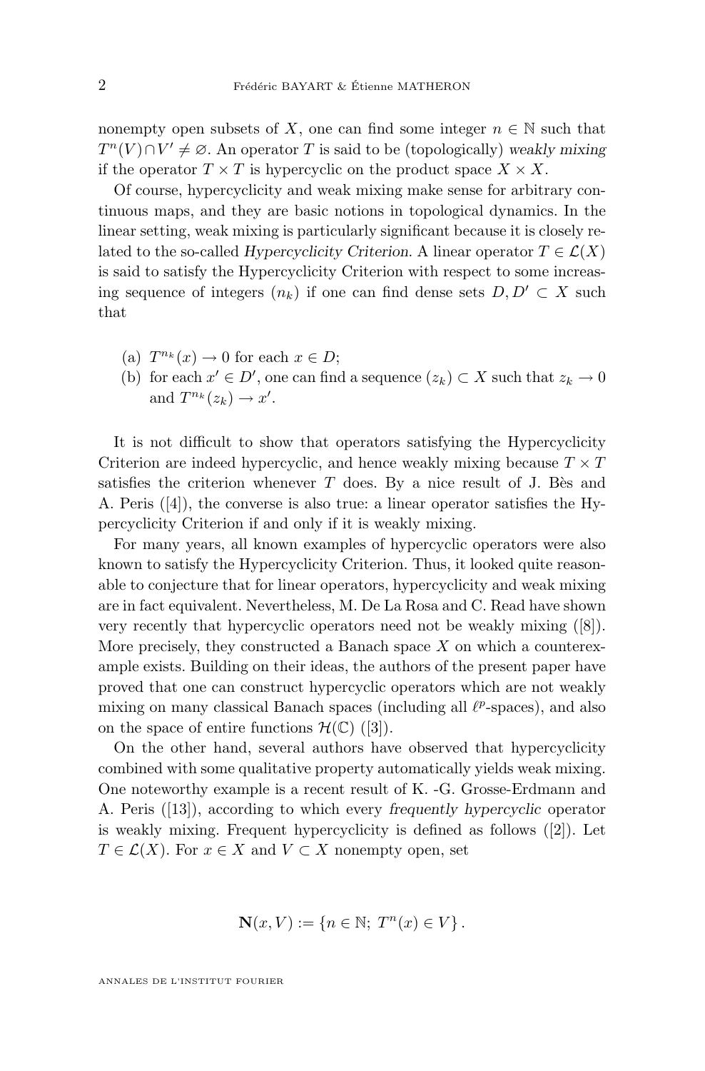nonempty open subsets of $X$, one can find some integer $n \in \mathbb{N}$ such that $T^n(V) \cap V' \neq \varnothing$. An operator $T$ is said to be (topologically) *weakly mixing* if the operator $T \times T$ is hypercyclic on the product space $X \times X$.

Of course, hypercyclicity and weak mixing make sense for arbitrary continuous maps, and they are basic notions in topological dynamics. In the linear setting, weak mixing is particularly significant because it is closely related to the so-called *Hypercyclicity Criterion*. A linear operator $T \in \mathcal{L}(X)$ is said to satisfy the Hypercyclicity Criterion with respect to some increasing sequence of integers $(n_k)$ if one can find dense sets $D, D' \subset X$ such that

- (a) $T^{n_k}(x) \to 0$ for each $x \in D$;
- (b) for each $x' \in D'$, one can find a sequence $(z_k) \subset X$ such that $z_k \to 0$ and $T^{n_k}(z_k) \to x'$.

It is not difficult to show that operators satisfying the Hypercyclicity Criterion are indeed hypercyclic, and hence weakly mixing because $T \times T$ satisfies the criterion whenever $T$ does. By a nice result of J. Bès and A. Peris ([4]), the converse is also true: a linear operator satisfies the Hypercyclicity Criterion if and only if it is weakly mixing.

For many years, all known examples of hypercyclic operators were also known to satisfy the Hypercyclicity Criterion. Thus, it looked quite reasonable to conjecture that for linear operators, hypercyclicity and weak mixing are in fact equivalent. Nevertheless, M. De La Rosa and C. Read have shown very recently that hypercyclic operators need not be weakly mixing ([8]). More precisely, they constructed a Banach space $X$ on which a counterexample exists. Building on their ideas, the authors of the present paper have proved that one can construct hypercyclic operators which are not weakly mixing on many classical Banach spaces (including all $\ell^p$-spaces), and also on the space of entire functions $\mathcal{H}(\mathbb{C})$ ([3]).

On the other hand, several authors have observed that hypercyclicity combined with some qualitative property automatically yields weak mixing. One noteworthy example is a recent result of K. -G. Grosse-Erdmann and A. Peris ([13]), according to which every *frequently hypercyclic* operator is weakly mixing. Frequent hypercyclicity is defined as follows ([2]). Let $T \in \mathcal{L}(X)$. For $x \in X$ and $V \subset X$ nonempty open, set

$$\mathbf{N}(x, V) := \{n \in \mathbb{N};\ T^n(x) \in V\}.$$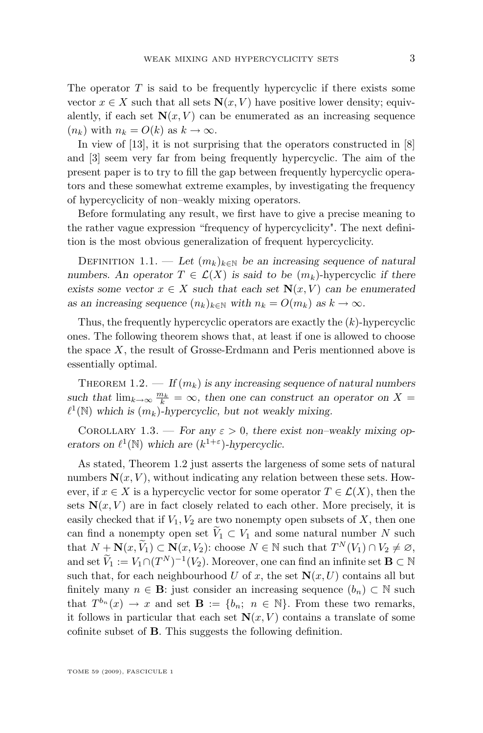The operator $T$ is said to be frequently hypercyclic if there exists some vector $x \in X$ such that all sets $\mathbf{N}(x, V)$ have positive lower density; equivalently, if each set $\mathbf{N}(x, V)$ can be enumerated as an increasing sequence $(n_k)$ with $n_k = O(k)$ as $k \to \infty$.

In view of [13], it is not surprising that the operators constructed in [8] and [3] seem very far from being frequently hypercyclic. The aim of the present paper is to try to fill the gap between frequently hypercyclic operators and these somewhat extreme examples, by investigating the frequency of hypercyclicity of non–weakly mixing operators.

Before formulating any result, we first have to give a precise meaning to the rather vague expression "frequency of hypercyclicity". The next definition is the most obvious generalization of frequent hypercyclicity.

Definition 1.1. — *Let $(m_k)_{k \in \mathbb{N}}$ be an increasing sequence of natural numbers. An operator $T \in \mathcal{L}(X)$ is said to be* $(m_k)$-hypercyclic *if there exists some vector $x \in X$ such that each set $\mathbf{N}(x, V)$ can be enumerated as an increasing sequence $(n_k)_{k \in \mathbb{N}}$ with $n_k = O(m_k)$ as $k \to \infty$.*

Thus, the frequently hypercyclic operators are exactly the $(k)$-hypercyclic ones. The following theorem shows that, at least if one is allowed to choose the space $X$, the result of Grosse-Erdmann and Peris mentionned above is essentially optimal.

Theorem 1.2. — *If $(m_k)$ is any increasing sequence of natural numbers such that $\lim_{k\to\infty} \frac{m_k}{k} = \infty$, then one can construct an operator on $X = \ell^1(\mathbb{N})$ which is $(m_k)$-hypercyclic, but not weakly mixing.*

Corollary 1.3. — *For any $\varepsilon > 0$, there exist non–weakly mixing operators on $\ell^1(\mathbb{N})$ which are $(k^{1+\varepsilon})$-hypercyclic.*

As stated, Theorem 1.2 just asserts the largeness of some sets of natural numbers $\mathbf{N}(x, V)$, without indicating any relation between these sets. However, if $x \in X$ is a hypercyclic vector for some operator $T \in \mathcal{L}(X)$, then the sets $\mathbf{N}(x, V)$ are in fact closely related to each other. More precisely, it is easily checked that if $V_1, V_2$ are two nonempty open subsets of $X$, then one can find a nonempty open set $\widetilde{V}_1 \subset V_1$ and some natural number $N$ such that $N + \mathbf{N}(x, \widetilde{V}_1) \subset \mathbf{N}(x, V_2)$: choose $N \in \mathbb{N}$ such that $T^N(V_1) \cap V_2 \neq \varnothing$, and set $\widetilde{V}_1 := V_1 \cap (T^N)^{-1}(V_2)$. Moreover, one can find an infinite set $\mathbf{B} \subset \mathbb{N}$ such that, for each neighbourhood $U$ of $x$, the set $\mathbf{N}(x, U)$ contains all but finitely many $n \in \mathbf{B}$: just consider an increasing sequence $(b_n) \subset \mathbb{N}$ such that $T^{b_n}(x) \to x$ and set $\mathbf{B} := \{b_n;\ n \in \mathbb{N}\}$. From these two remarks, it follows in particular that each set $\mathbf{N}(x, V)$ contains a translate of some cofinite subset of $\mathbf{B}$. This suggests the following definition.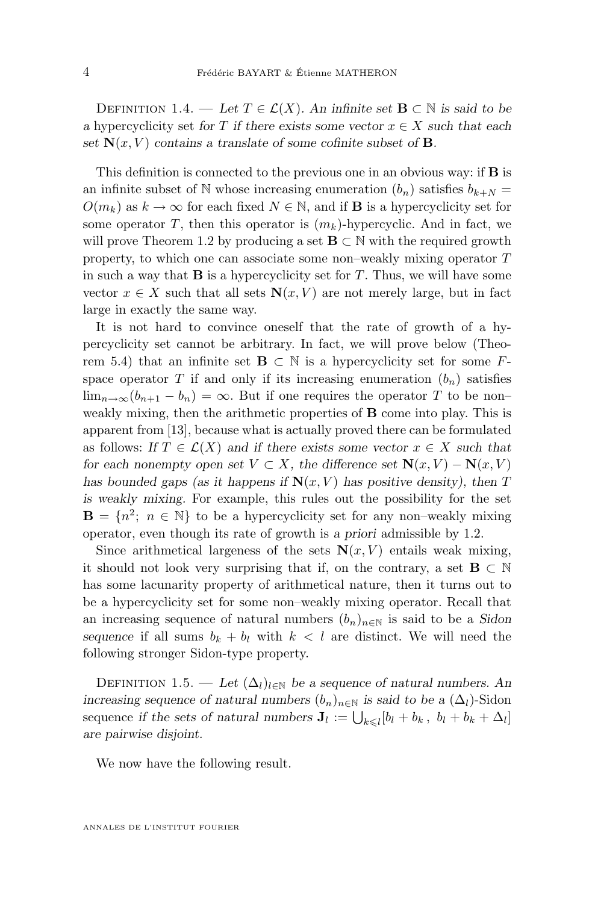Definition 1.4. — *Let $T \in \mathcal{L}(X)$. An infinite set $\mathbf{B} \subset \mathbb{N}$ is said to be a* hypercyclicity set *for $T$ if there exists some vector $x \in X$ such that each set $\mathbf{N}(x, V)$ contains a translate of some cofinite subset of $\mathbf{B}$.*

This definition is connected to the previous one in an obvious way: if $\mathbf{B}$ is an infinite subset of $\mathbb{N}$ whose increasing enumeration $(b_n)$ satisfies $b_{k+N} = O(m_k)$ as $k \to \infty$ for each fixed $N \in \mathbb{N}$, and if $\mathbf{B}$ is a hypercyclicity set for some operator $T$, then this operator is $(m_k)$-hypercyclic. And in fact, we will prove Theorem 1.2 by producing a set $\mathbf{B} \subset \mathbb{N}$ with the required growth property, to which one can associate some non–weakly mixing operator $T$ in such a way that $\mathbf{B}$ is a hypercyclicity set for $T$. Thus, we will have some vector $x \in X$ such that all sets $\mathbf{N}(x, V)$ are not merely large, but in fact large in exactly the same way.

It is not hard to convince oneself that the rate of growth of a hypercyclicity set cannot be arbitrary. In fact, we will prove below (Theorem 5.4) that an infinite set $\mathbf{B} \subset \mathbb{N}$ is a hypercyclicity set for some $F$-space operator $T$ if and only if its increasing enumeration $(b_n)$ satisfies $\lim_{n\to\infty}(b_{n+1} - b_n) = \infty$. But if one requires the operator $T$ to be non–weakly mixing, then the arithmetic properties of $\mathbf{B}$ come into play. This is apparent from [13], because what is actually proved there can be formulated as follows: *If $T \in \mathcal{L}(X)$ and if there exists some vector $x \in X$ such that for each nonempty open set $V \subset X$, the difference set $\mathbf{N}(x, V) - \mathbf{N}(x, V)$ has bounded gaps (as it happens if $\mathbf{N}(x, V)$ has positive density), then $T$ is weakly mixing.* For example, this rules out the possibility for the set $\mathbf{B} = \{n^2;\ n \in \mathbb{N}\}$ to be a hypercyclicity set for any non–weakly mixing operator, even though its rate of growth is *a priori* admissible by 1.2.

Since arithmetical largeness of the sets $\mathbf{N}(x, V)$ entails weak mixing, it should not look very surprising that if, on the contrary, a set $\mathbf{B} \subset \mathbb{N}$ has some lacunarity property of arithmetical nature, then it turns out to be a hypercyclicity set for some non–weakly mixing operator. Recall that an increasing sequence of natural numbers $(b_n)_{n\in\mathbb{N}}$ is said to be a *Sidon sequence* if all sums $b_k + b_l$ with $k < l$ are distinct. We will need the following stronger Sidon-type property.

Definition 1.5. — *Let $(\Delta_l)_{l\in\mathbb{N}}$ be a sequence of natural numbers. An increasing sequence of natural numbers $(b_n)_{n\in\mathbb{N}}$ is said to be a* $(\Delta_l)$-Sidon sequence *if the sets of natural numbers $\mathbf{J}_l := \bigcup_{k\leqslant l}[b_l + b_k\,,\ b_l + b_k + \Delta_l]$ are pairwise disjoint.*

We now have the following result.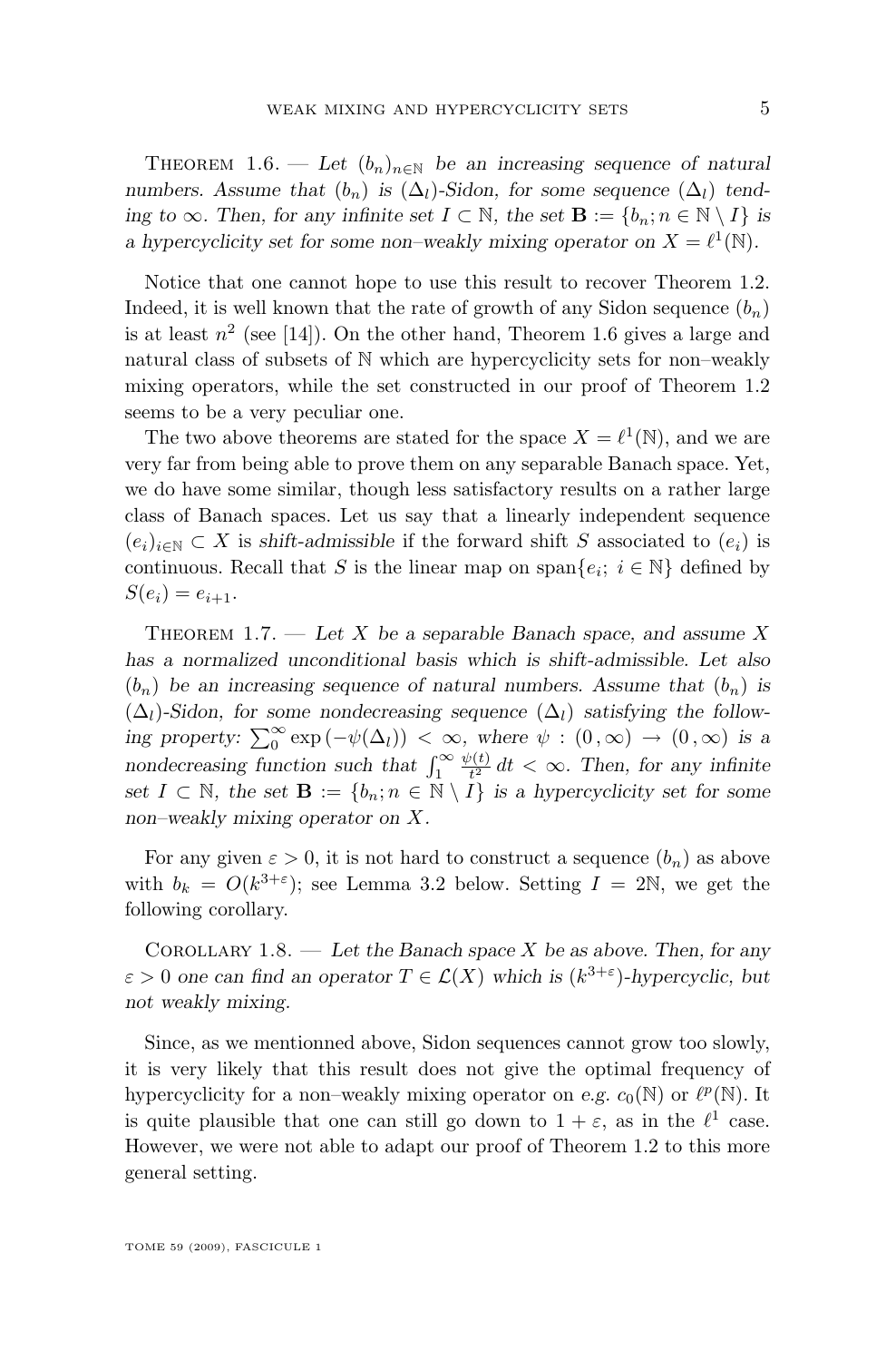Theorem 1.6. — *Let $(b_n)_{n\in\mathbb{N}}$ be an increasing sequence of natural numbers. Assume that $(b_n)$ is $(\Delta_l)$-Sidon, for some sequence $(\Delta_l)$ tending to $\infty$. Then, for any infinite set $I \subset \mathbb{N}$, the set $\mathbf{B} := \{b_n; n \in \mathbb{N} \setminus I\}$ is a hypercyclicity set for some non–weakly mixing operator on $X = \ell^1(\mathbb{N})$.*

Notice that one cannot hope to use this result to recover Theorem 1.2. Indeed, it is well known that the rate of growth of any Sidon sequence $(b_n)$ is at least $n^2$ (see [14]). On the other hand, Theorem 1.6 gives a large and natural class of subsets of $\mathbb{N}$ which are hypercyclicity sets for non–weakly mixing operators, while the set constructed in our proof of Theorem 1.2 seems to be a very peculiar one.

The two above theorems are stated for the space $X = \ell^1(\mathbb{N})$, and we are very far from being able to prove them on any separable Banach space. Yet, we do have some similar, though less satisfactory results on a rather large class of Banach spaces. Let us say that a linearly independent sequence $(e_i)_{i\in\mathbb{N}} \subset X$ is *shift-admissible* if the forward shift $S$ associated to $(e_i)$ is continuous. Recall that $S$ is the linear map on $\text{span}\{e_i;\ i \in \mathbb{N}\}$ defined by $S(e_i) = e_{i+1}$.

Theorem 1.7. — *Let $X$ be a separable Banach space, and assume $X$ has a normalized unconditional basis which is shift-admissible. Let also $(b_n)$ be an increasing sequence of natural numbers. Assume that $(b_n)$ is $(\Delta_l)$-Sidon, for some nondecreasing sequence $(\Delta_l)$ satisfying the following property: $\sum_0^\infty \exp\left(-\psi(\Delta_l)\right) < \infty$, where $\psi : (0, \infty) \to (0, \infty)$ is a nondecreasing function such that $\int_1^\infty \frac{\psi(t)}{t^2}\, dt < \infty$. Then, for any infinite set $I \subset \mathbb{N}$, the set $\mathbf{B} := \{b_n; n \in \mathbb{N} \setminus I\}$ is a hypercyclicity set for some non–weakly mixing operator on $X$.*

For any given $\varepsilon > 0$, it is not hard to construct a sequence $(b_n)$ as above with $b_k = O(k^{3+\varepsilon})$; see Lemma 3.2 below. Setting $I = 2\mathbb{N}$, we get the following corollary.

Corollary 1.8. — *Let the Banach space $X$ be as above. Then, for any $\varepsilon > 0$ one can find an operator $T \in \mathcal{L}(X)$ which is $(k^{3+\varepsilon})$-hypercyclic, but not weakly mixing.*

Since, as we mentionned above, Sidon sequences cannot grow too slowly, it is very likely that this result does not give the optimal frequency of hypercyclicity for a non–weakly mixing operator on *e.g.* $c_0(\mathbb{N})$ or $\ell^p(\mathbb{N})$. It is quite plausible that one can still go down to $1 + \varepsilon$, as in the $\ell^1$ case. However, we were not able to adapt our proof of Theorem 1.2 to this more general setting.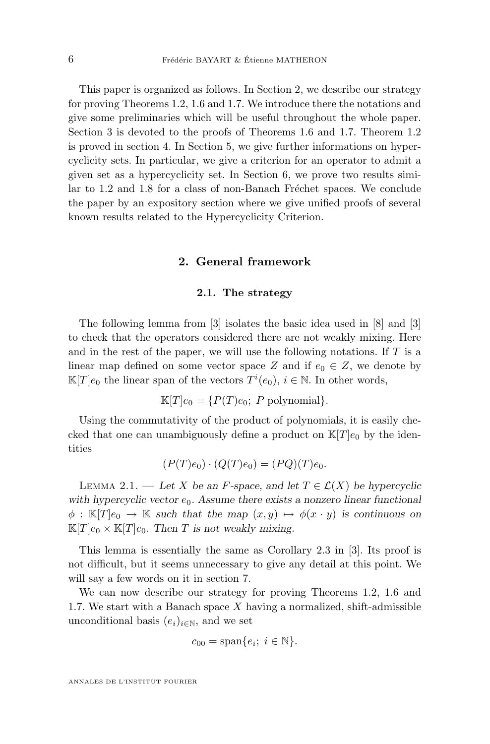This paper is organized as follows. In Section 2, we describe our strategy for proving Theorems 1.2, 1.6 and 1.7. We introduce there the notations and give some preliminaries which will be useful throughout the whole paper. Section 3 is devoted to the proofs of Theorems 1.6 and 1.7. Theorem 1.2 is proved in section 4. In Section 5, we give further informations on hypercyclicity sets. In particular, we give a criterion for an operator to admit a given set as a hypercyclicity set. In Section 6, we prove two results similar to 1.2 and 1.8 for a class of non-Banach Fréchet spaces. We conclude the paper by an expository section where we give unified proofs of several known results related to the Hypercyclicity Criterion.

## 2. General framework

### 2.1. The strategy

The following lemma from [3] isolates the basic idea used in [8] and [3] to check that the operators considered there are not weakly mixing. Here and in the rest of the paper, we will use the following notations. If $T$ is a linear map defined on some vector space $Z$ and if $e_0 \in Z$, we denote by $\mathbb{K}[T]e_0$ the linear span of the vectors $T^i(e_0)$, $i \in \mathbb{N}$. In other words,

$$\mathbb{K}[T]e_0 = \{P(T)e_0;\ P \text{ polynomial}\}.$$

Using the commutativity of the product of polynomials, it is easily checked that one can unambiguously define a product on $\mathbb{K}[T]e_0$ by the identities

$$(P(T)e_0) \cdot (Q(T)e_0) = (PQ)(T)e_0.$$

Lemma 2.1. — *Let $X$ be an $F$-space, and let $T \in \mathcal{L}(X)$ be hypercyclic with hypercyclic vector $e_0$. Assume there exists a nonzero linear functional $\phi : \mathbb{K}[T]e_0 \to \mathbb{K}$ such that the map $(x, y) \mapsto \phi(x \cdot y)$ is continuous on $\mathbb{K}[T]e_0 \times \mathbb{K}[T]e_0$. Then $T$ is not weakly mixing.*

This lemma is essentially the same as Corollary 2.3 in [3]. Its proof is not difficult, but it seems unnecessary to give any detail at this point. We will say a few words on it in section 7.

We can now describe our strategy for proving Theorems 1.2, 1.6 and 1.7. We start with a Banach space $X$ having a normalized, shift-admissible unconditional basis $(e_i)_{i\in\mathbb{N}}$, and we set

$$c_{00} = \text{span}\{e_i;\ i \in \mathbb{N}\}.$$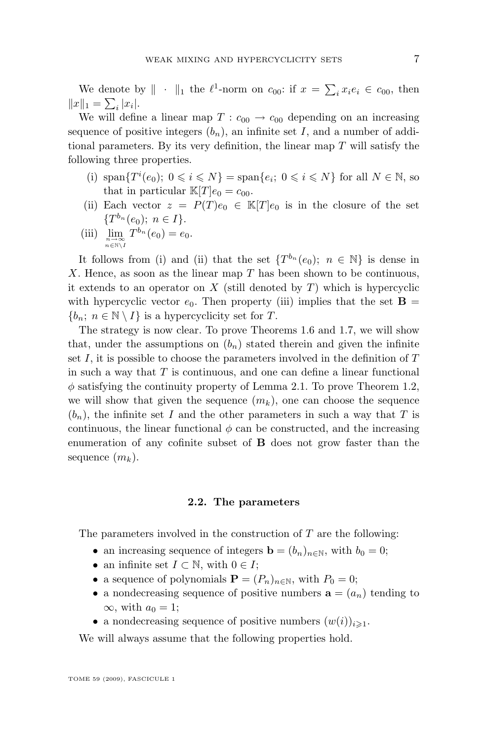We denote by $\|\cdot\|_1$ the $\ell^1$-norm on $c_{00}$: if $x = \sum_i x_i e_i \in c_{00}$, then $\|x\|_1 = \sum_i |x_i|$.

We will define a linear map $T : c_{00} \to c_{00}$ depending on an increasing sequence of positive integers $(b_n)$, an infinite set $I$, and a number of additional parameters. By its very definition, the linear map $T$ will satisfy the following three properties.

- (i) $\operatorname{span}\{T^i(e_0);\ 0 \leqslant i \leqslant N\} = \operatorname{span}\{e_i;\ 0 \leqslant i \leqslant N\}$ for all $N \in \mathbb{N}$, so that in particular $\mathbb{K}[T]e_0 = c_{00}$.
- (ii) Each vector $z = P(T)e_0 \in \mathbb{K}[T]e_0$ is in the closure of the set $\{T^{b_n}(e_0);\ n \in I\}$.
- (iii) $\lim_{\substack{n\to\infty \\ n \in \mathbb{N}\setminus I}} T^{b_n}(e_0) = e_0$.

It follows from (i) and (ii) that the set $\{T^{b_n}(e_0);\ n \in \mathbb{N}\}$ is dense in $X$. Hence, as soon as the linear map $T$ has been shown to be continuous, it extends to an operator on $X$ (still denoted by $T$) which is hypercyclic with hypercyclic vector $e_0$. Then property (iii) implies that the set $\mathbf{B} = \{b_n;\ n \in \mathbb{N} \setminus I\}$ is a hypercyclicity set for $T$.

The strategy is now clear. To prove Theorems 1.6 and 1.7, we will show that, under the assumptions on $(b_n)$ stated therein and given the infinite set $I$, it is possible to choose the parameters involved in the definition of $T$ in such a way that $T$ is continuous, and one can define a linear functional $\phi$ satisfying the continuity property of Lemma 2.1. To prove Theorem 1.2, we will show that given the sequence $(m_k)$, one can choose the sequence $(b_n)$, the infinite set $I$ and the other parameters in such a way that $T$ is continuous, the linear functional $\phi$ can be constructed, and the increasing enumeration of any cofinite subset of $\mathbf{B}$ does not grow faster than the sequence $(m_k)$.

### 2.2. The parameters

The parameters involved in the construction of $T$ are the following:

- an increasing sequence of integers $\mathbf{b} = (b_n)_{n\in\mathbb{N}}$, with $b_0 = 0$;
- an infinite set $I \subset \mathbb{N}$, with $0 \in I$;
- a sequence of polynomials $\mathbf{P} = (P_n)_{n\in\mathbb{N}}$, with $P_0 = 0$;
- a nondecreasing sequence of positive numbers $\mathbf{a} = (a_n)$ tending to $\infty$, with $a_0 = 1$;
- a nondecreasing sequence of positive numbers $(w(i))_{i\geqslant 1}$.

We will always assume that the following properties hold.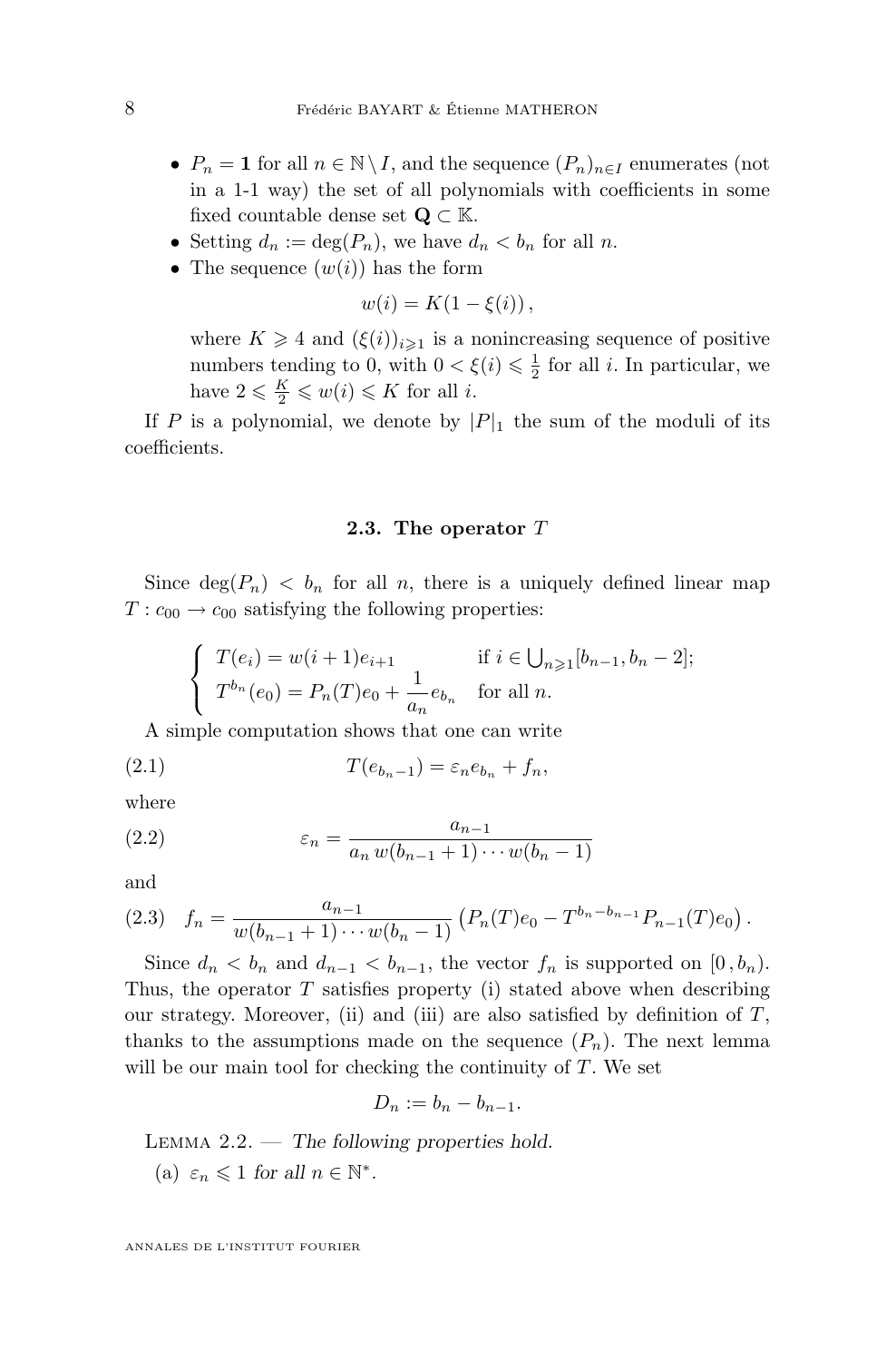- $P_n = \mathbf{1}$ for all $n \in \mathbb{N} \setminus I$, and the sequence $(P_n)_{n\in I}$ enumerates (not in a 1-1 way) the set of all polynomials with coefficients in some fixed countable dense set $\mathbf{Q} \subset \mathbb{K}$.
- Setting $d_n := \deg(P_n)$, we have $d_n < b_n$ for all $n$.
- The sequence $(w(i))$ has the form

$$w(i) = K(1 - \xi(i))\,,$$

  where $K \geqslant 4$ and $(\xi(i))_{i\geqslant 1}$ is a nonincreasing sequence of positive numbers tending to 0, with $0 < \xi(i) \leqslant \frac{1}{2}$ for all $i$. In particular, we have $2 \leqslant \frac{K}{2} \leqslant w(i) \leqslant K$ for all $i$.

If $P$ is a polynomial, we denote by $|P|_1$ the sum of the moduli of its coefficients.

### 2.3. The operator $T$

Since $\deg(P_n) < b_n$ for all $n$, there is a uniquely defined linear map $T : c_{00} \to c_{00}$ satisfying the following properties:

$$\begin{cases} T(e_i) = w(i+1)e_{i+1} & \text{if } i \in \bigcup_{n\geqslant 1}[b_{n-1}, b_n - 2]; \\ T^{b_n}(e_0) = P_n(T)e_0 + \dfrac{1}{a_n}e_{b_n} & \text{for all } n. \end{cases}$$

A simple computation shows that one can write

$$T(e_{b_n - 1}) = \varepsilon_n e_{b_n} + f_n, \tag{2.1}$$

where

$$\varepsilon_n = \frac{a_{n-1}}{a_n\, w(b_{n-1}+1)\cdots w(b_n - 1)} \tag{2.2}$$

and

$$f_n = \frac{a_{n-1}}{w(b_{n-1}+1)\cdots w(b_n-1)}\left(P_n(T)e_0 - T^{b_n - b_{n-1}}P_{n-1}(T)e_0\right). \tag{2.3}$$

Since $d_n < b_n$ and $d_{n-1} < b_{n-1}$, the vector $f_n$ is supported on $[0\,, b_n)$. Thus, the operator $T$ satisfies property (i) stated above when describing our strategy. Moreover, (ii) and (iii) are also satisfied by definition of $T$, thanks to the assumptions made on the sequence $(P_n)$. The next lemma will be our main tool for checking the continuity of $T$. We set

$$D_n := b_n - b_{n-1}.$$

Lemma 2.2. — *The following properties hold.*

(a) $\varepsilon_n \leqslant 1$ *for all* $n \in \mathbb{N}^*$.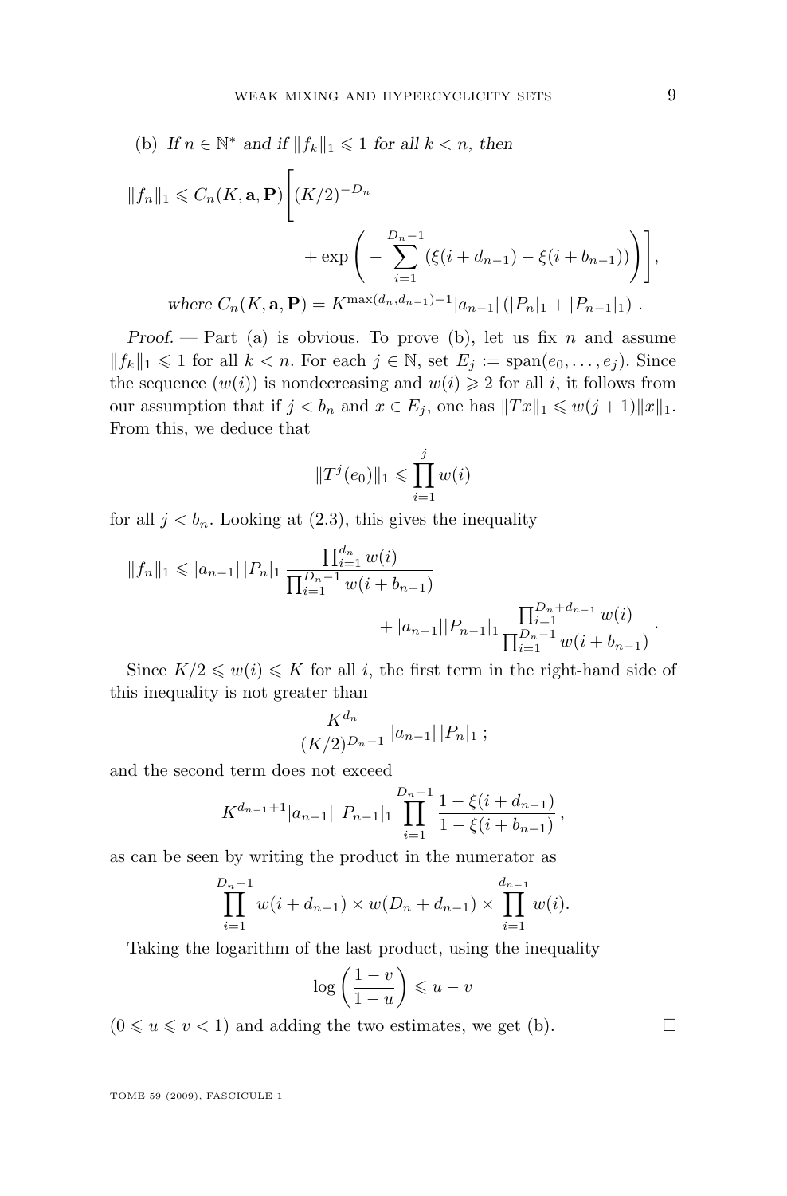(b) *If $n \in \mathbb{N}^*$ and if $\|f_k\|_1 \leqslant 1$ for all $k < n$, then*

$$\|f_n\|_1 \leqslant C_n(K, \mathbf{a}, \mathbf{P}) \Bigg[ (K/2)^{-D_n} + \exp\Bigg( - \sum_{i=1}^{D_n - 1} \left(\xi(i + d_{n-1}) - \xi(i + b_{n-1})\right) \Bigg) \Bigg],$$

*where* $C_n(K, \mathbf{a}, \mathbf{P}) = K^{\max(d_n, d_{n-1})+1} |a_{n-1}| \left(|P_n|_1 + |P_{n-1}|_1\right)$ .

*Proof.* — Part (a) is obvious. To prove (b), let us fix $n$ and assume $\|f_k\|_1 \leqslant 1$ for all $k < n$. For each $j \in \mathbb{N}$, set $E_j := \mathrm{span}(e_0, \dots, e_j)$. Since the sequence $(w(i))$ is nondecreasing and $w(i) \geqslant 2$ for all $i$, it follows from our assumption that if $j < b_n$ and $x \in E_j$, one has $\|Tx\|_1 \leqslant w(j+1)\|x\|_1$. From this, we deduce that

$$\|T^j(e_0)\|_1 \leqslant \prod_{i=1}^{j} w(i)$$

for all $j < b_n$. Looking at (2.3), this gives the inequality

$$\|f_n\|_1 \leqslant |a_{n-1}|\, |P_n|_1 \, \frac{\prod_{i=1}^{d_n} w(i)}{\prod_{i=1}^{D_n - 1} w(i + b_{n-1})} + |a_{n-1}| |P_{n-1}|_1 \frac{\prod_{i=1}^{D_n + d_{n-1}} w(i)}{\prod_{i=1}^{D_n - 1} w(i + b_{n-1})} \, .$$

Since $K/2 \leqslant w(i) \leqslant K$ for all $i$, the first term in the right-hand side of this inequality is not greater than

$$\frac{K^{d_n}}{(K/2)^{D_n - 1}} \, |a_{n-1}| \, |P_n|_1 \ ;$$

and the second term does not exceed

$$K^{d_{n-1}+1} |a_{n-1}| \, |P_{n-1}|_1 \prod_{i=1}^{D_n - 1} \frac{1 - \xi(i + d_{n-1})}{1 - \xi(i + b_{n-1})} \, ,$$

as can be seen by writing the product in the numerator as

$$\prod_{i=1}^{D_n - 1} w(i + d_{n-1}) \times w(D_n + d_{n-1}) \times \prod_{i=1}^{d_{n-1}} w(i).$$

Taking the logarithm of the last product, using the inequality

$$\log\left( \frac{1 - v}{1 - u} \right) \leqslant u - v$$

($0 \leqslant u \leqslant v < 1$) and adding the two estimates, we get (b). $\square$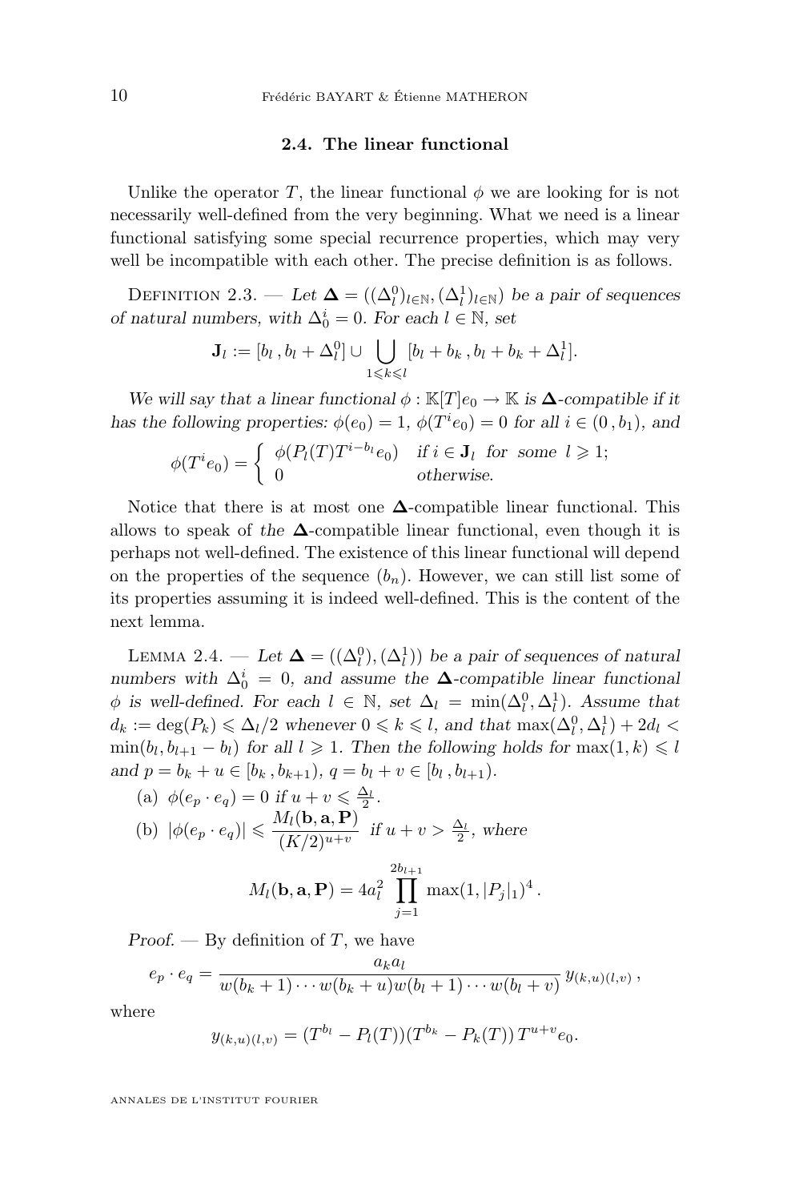### 2.4. The linear functional

Unlike the operator $T$, the linear functional $\phi$ we are looking for is not necessarily well-defined from the very beginning. What we need is a linear functional satisfying some special recurrence properties, which may very well be incompatible with each other. The precise definition is as follows.

Definition 2.3. — *Let $\mathbf{\Delta} = ((\Delta_l^0)_{l\in\mathbb{N}}, (\Delta_l^1)_{l\in\mathbb{N}})$ be a pair of sequences of natural numbers, with $\Delta_0^i = 0$. For each $l \in \mathbb{N}$, set*

$$\mathbf{J}_l := [b_l\,, b_l + \Delta_l^0] \cup \bigcup_{1\leqslant k\leqslant l} [b_l + b_k\,, b_l + b_k + \Delta_l^1].$$

*We will say that a linear functional $\phi : \mathbb{K}[T]e_0 \to \mathbb{K}$ is $\mathbf{\Delta}$-compatible if it has the following properties: $\phi(e_0) = 1$, $\phi(T^i e_0) = 0$ for all $i \in (0\,, b_1)$, and*

$$\phi(T^i e_0) = \begin{cases} \phi(P_l(T)T^{i-b_l}e_0) & \text{if } i \in \mathbf{J}_l \text{ for some } l \geqslant 1; \\ 0 & \text{otherwise.} \end{cases}$$

Notice that there is at most one $\mathbf{\Delta}$-compatible linear functional. This allows to speak of *the* $\mathbf{\Delta}$-compatible linear functional, even though it is perhaps not well-defined. The existence of this linear functional will depend on the properties of the sequence $(b_n)$. However, we can still list some of its properties assuming it is indeed well-defined. This is the content of the next lemma.

Lemma 2.4. — *Let $\mathbf{\Delta} = ((\Delta_l^0), (\Delta_l^1))$ be a pair of sequences of natural numbers with $\Delta_0^i = 0$, and assume the $\mathbf{\Delta}$-compatible linear functional $\phi$ is well-defined. For each $l \in \mathbb{N}$, set $\Delta_l = \min(\Delta_l^0, \Delta_l^1)$. Assume that $d_k := \deg(P_k) \leqslant \Delta_l/2$ whenever $0 \leqslant k \leqslant l$, and that $\max(\Delta_l^0, \Delta_l^1) + 2d_l < \min(b_l, b_{l+1} - b_l)$ for all $l \geqslant 1$. Then the following holds for $\max(1, k) \leqslant l$ and $p = b_k + u \in [b_k\,, b_{k+1})$, $q = b_l + v \in [b_l\,, b_{l+1})$.*

(a) *$\phi(e_p \cdot e_q) = 0$ if $u + v \leqslant \frac{\Delta_l}{2}$.*

(b) *$|\phi(e_p \cdot e_q)| \leqslant \dfrac{M_l(\mathbf{b}, \mathbf{a}, \mathbf{P})}{(K/2)^{u+v}}$ if $u + v > \frac{\Delta_l}{2}$, where*

$$M_l(\mathbf{b}, \mathbf{a}, \mathbf{P}) = 4a_l^2 \prod_{j=1}^{2b_{l+1}} \max(1, |P_j|_1)^4\,.$$

*Proof.* — By definition of $T$, we have

$$e_p \cdot e_q = \frac{a_k a_l}{w(b_k+1)\cdots w(b_k+u)w(b_l+1)\cdots w(b_l+v)}\, y_{(k,u)(l,v)}\,,$$

where

$$y_{(k,u)(l,v)} = (T^{b_l} - P_l(T))(T^{b_k} - P_k(T))\, T^{u+v} e_0.$$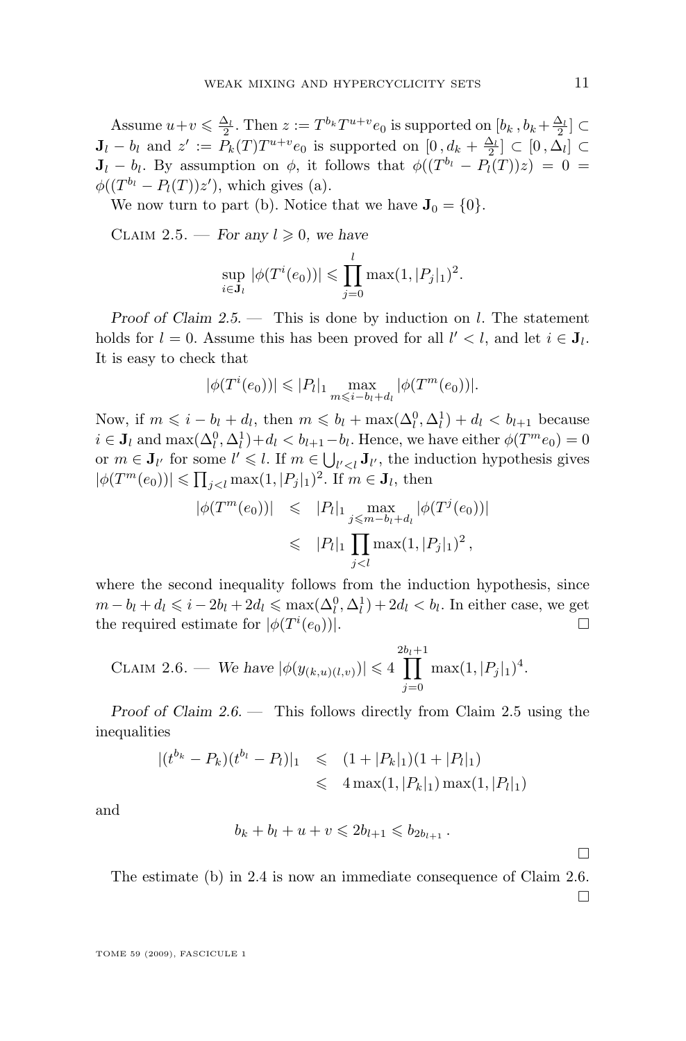Assume $u+v \leqslant \frac{\Delta_l}{2}$. Then $z := T^{b_k} T^{u+v} e_0$ is supported on $[b_k\,, b_k + \frac{\Delta_l}{2}] \subset \mathbf{J}_l - b_l$ and $z' := P_k(T) T^{u+v} e_0$ is supported on $[0\,, d_k + \frac{\Delta_l}{2}] \subset [0\,, \Delta_l] \subset \mathbf{J}_l - b_l$. By assumption on $\phi$, it follows that $\phi((T^{b_l} - P_l(T))z) = 0 = \phi((T^{b_l} - P_l(T))z')$, which gives (a).

We now turn to part (b). Notice that we have $\mathbf{J}_0 = \{0\}$.

Claim 2.5. — *For any $l \geqslant 0$, we have*

$$\sup_{i \in \mathbf{J}_l} |\phi(T^i(e_0))| \leqslant \prod_{j=0}^{l} \max(1, |P_j|_1)^2.$$

*Proof of Claim 2.5.* — This is done by induction on $l$. The statement holds for $l = 0$. Assume this has been proved for all $l' < l$, and let $i \in \mathbf{J}_l$. It is easy to check that

$$|\phi(T^i(e_0))| \leqslant |P_l|_1 \max_{m \leqslant i - b_l + d_l} |\phi(T^m(e_0))|.$$

Now, if $m \leqslant i - b_l + d_l$, then $m \leqslant b_l + \max(\Delta_l^0, \Delta_l^1) + d_l < b_{l+1}$ because $i \in \mathbf{J}_l$ and $\max(\Delta_l^0, \Delta_l^1) + d_l < b_{l+1} - b_l$. Hence, we have either $\phi(T^m e_0) = 0$ or $m \in \mathbf{J}_{l'}$ for some $l' \leqslant l$. If $m \in \bigcup_{l' < l} \mathbf{J}_{l'}$, the induction hypothesis gives $|\phi(T^m(e_0))| \leqslant \prod_{j<l} \max(1, |P_j|_1)^2$. If $m \in \mathbf{J}_l$, then

$$\begin{aligned}
|\phi(T^m(e_0))| &\leqslant |P_l|_1 \max_{j \leqslant m - b_l + d_l} |\phi(T^j(e_0))| \\
&\leqslant |P_l|_1 \prod_{j<l} \max(1, |P_j|_1)^2\,,
\end{aligned}$$

where the second inequality follows from the induction hypothesis, since $m - b_l + d_l \leqslant i - 2b_l + 2d_l \leqslant \max(\Delta_l^0, \Delta_l^1) + 2d_l < b_l$. In either case, we get the required estimate for $|\phi(T^i(e_0))|$. □

Claim 2.6. — *We have* $|\phi(y_{(k,u)(l,v)})| \leqslant 4 \displaystyle\prod_{j=0}^{2b_l+1} \max(1, |P_j|_1)^4$.

*Proof of Claim 2.6.* — This follows directly from Claim 2.5 using the inequalities

$$\begin{aligned}
|(t^{b_k} - P_k)(t^{b_l} - P_l)|_1 &\leqslant (1 + |P_k|_1)(1 + |P_l|_1) \\
&\leqslant 4 \max(1, |P_k|_1) \max(1, |P_l|_1)
\end{aligned}$$

and

$$b_k + b_l + u + v \leqslant 2b_{l+1} \leqslant b_{2b_{l+1}}\,.$$

□

The estimate (b) in 2.4 is now an immediate consequence of Claim 2.6. □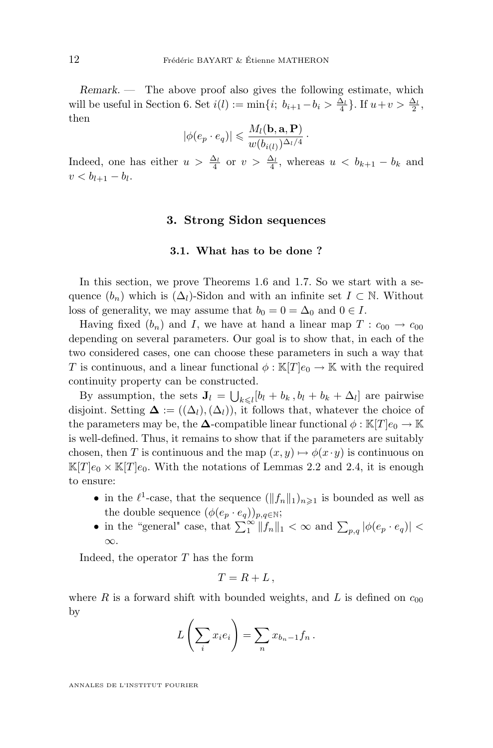*Remark.* — The above proof also gives the following estimate, which will be useful in Section 6. Set $i(l) := \min\{i;\ b_{i+1} - b_i > \frac{\Delta_l}{4}\}$. If $u + v > \frac{\Delta_l}{2}$, then

$$|\phi(e_p \cdot e_q)| \leqslant \frac{M_l(\mathbf{b}, \mathbf{a}, \mathbf{P})}{w(b_{i(l)})^{\Delta_l/4}}\,.$$

Indeed, one has either $u > \frac{\Delta_l}{4}$ or $v > \frac{\Delta_l}{4}$, whereas $u < b_{k+1} - b_k$ and $v < b_{l+1} - b_l$.

## 3. Strong Sidon sequences

### 3.1. What has to be done ?

In this section, we prove Theorems 1.6 and 1.7. So we start with a sequence $(b_n)$ which is $(\Delta_l)$-Sidon and with an infinite set $I \subset \mathbb{N}$. Without loss of generality, we may assume that $b_0 = 0 = \Delta_0$ and $0 \in I$.

Having fixed $(b_n)$ and $I$, we have at hand a linear map $T : c_{00} \to c_{00}$ depending on several parameters. Our goal is to show that, in each of the two considered cases, one can choose these parameters in such a way that $T$ is continuous, and a linear functional $\phi : \mathbb{K}[T]e_0 \to \mathbb{K}$ with the required continuity property can be constructed.

By assumption, the sets $\mathbf{J}_l = \bigcup_{k \leqslant l} [b_l + b_k\,, b_l + b_k + \Delta_l]$ are pairwise disjoint. Setting $\boldsymbol{\Delta} := ((\Delta_l), (\Delta_l))$, it follows that, whatever the choice of the parameters may be, the $\boldsymbol{\Delta}$-compatible linear functional $\phi : \mathbb{K}[T]e_0 \to \mathbb{K}$ is well-defined. Thus, it remains to show that if the parameters are suitably chosen, then $T$ is continuous and the map $(x, y) \mapsto \phi(x \cdot y)$ is continuous on $\mathbb{K}[T]e_0 \times \mathbb{K}[T]e_0$. With the notations of Lemmas 2.2 and 2.4, it is enough to ensure:

- in the $\ell^1$-case, that the sequence $(\|f_n\|_1)_{n \geqslant 1}$ is bounded as well as the double sequence $(\phi(e_p \cdot e_q))_{p,q \in \mathbb{N}}$;
- in the "general" case, that $\sum_1^\infty \|f_n\|_1 < \infty$ and $\sum_{p,q} |\phi(e_p \cdot e_q)| < \infty$.

Indeed, the operator $T$ has the form

$$T = R + L\,,$$

where $R$ is a forward shift with bounded weights, and $L$ is defined on $c_{00}$ by

$$L\left(\sum_i x_i e_i\right) = \sum_n x_{b_n - 1} f_n\,.$$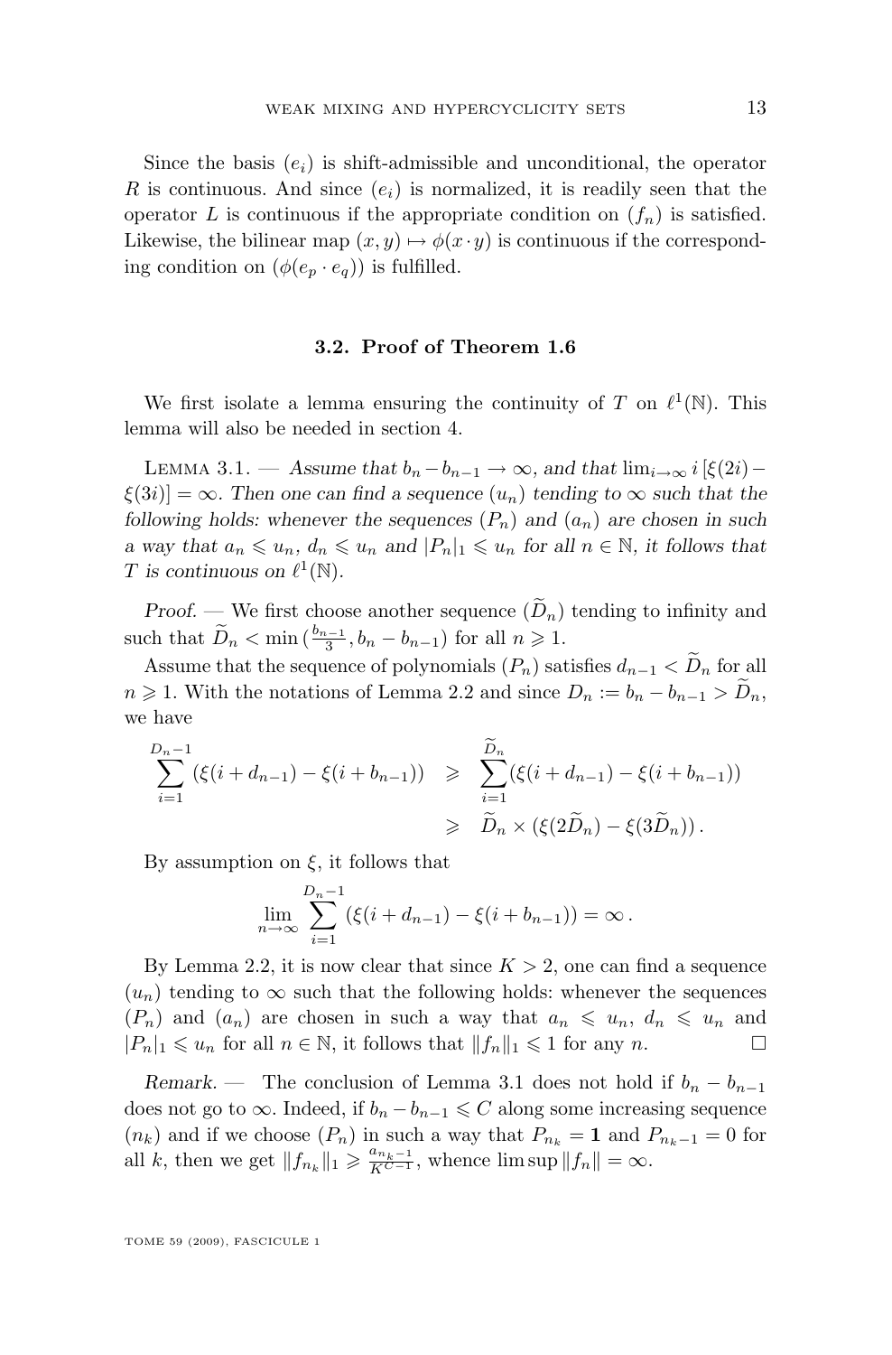Since the basis $(e_i)$ is shift-admissible and unconditional, the operator $R$ is continuous. And since $(e_i)$ is normalized, it is readily seen that the operator $L$ is continuous if the appropriate condition on $(f_n)$ is satisfied. Likewise, the bilinear map $(x,y) \mapsto \phi(x \cdot y)$ is continuous if the corresponding condition on $(\phi(e_p \cdot e_q))$ is fulfilled.

### 3.2. Proof of Theorem 1.6

We first isolate a lemma ensuring the continuity of $T$ on $\ell^1(\mathbb{N})$. This lemma will also be needed in section 4.

Lemma 3.1. — *Assume that $b_n - b_{n-1} \to \infty$, and that $\lim_{i\to\infty} i\,[\xi(2i) - \xi(3i)] = \infty$. Then one can find a sequence $(u_n)$ tending to $\infty$ such that the following holds: whenever the sequences $(P_n)$ and $(a_n)$ are chosen in such a way that $a_n \leqslant u_n$, $d_n \leqslant u_n$ and $|P_n|_1 \leqslant u_n$ for all $n \in \mathbb{N}$, it follows that $T$ is continuous on $\ell^1(\mathbb{N})$.*

*Proof.* — We first choose another sequence $(\widetilde{D}_n)$ tending to infinity and such that $\widetilde{D}_n < \min\left(\frac{b_{n-1}}{3}, b_n - b_{n-1}\right)$ for all $n \geqslant 1$.

Assume that the sequence of polynomials $(P_n)$ satisfies $d_{n-1} < \widetilde{D}_n$ for all $n \geqslant 1$. With the notations of Lemma 2.2 and since $D_n := b_n - b_{n-1} > \widetilde{D}_n$, we have

$$
\begin{aligned}
\sum_{i=1}^{D_n-1} \left(\xi(i+d_{n-1}) - \xi(i+b_{n-1})\right) &\geqslant \sum_{i=1}^{\widetilde{D}_n} \left(\xi(i+d_{n-1}) - \xi(i+b_{n-1})\right) \\
&\geqslant \widetilde{D}_n \times \left(\xi(2\widetilde{D}_n) - \xi(3\widetilde{D}_n)\right).
\end{aligned}
$$

By assumption on $\xi$, it follows that

$$
\lim_{n\to\infty} \sum_{i=1}^{D_n-1} \left(\xi(i+d_{n-1}) - \xi(i+b_{n-1})\right) = \infty\,.
$$

By Lemma 2.2, it is now clear that since $K > 2$, one can find a sequence $(u_n)$ tending to $\infty$ such that the following holds: whenever the sequences $(P_n)$ and $(a_n)$ are chosen in such a way that $a_n \leqslant u_n$, $d_n \leqslant u_n$ and $|P_n|_1 \leqslant u_n$ for all $n \in \mathbb{N}$, it follows that $\|f_n\|_1 \leqslant 1$ for any $n$. □

*Remark.* — The conclusion of Lemma 3.1 does not hold if $b_n - b_{n-1}$ does not go to $\infty$. Indeed, if $b_n - b_{n-1} \leqslant C$ along some increasing sequence $(n_k)$ and if we choose $(P_n)$ in such a way that $P_{n_k} = \mathbf{1}$ and $P_{n_k-1} = 0$ for all $k$, then we get $\|f_{n_k}\|_1 \geqslant \frac{a_{n_k-1}}{K^{C-1}}$, whence $\limsup \|f_n\| = \infty$.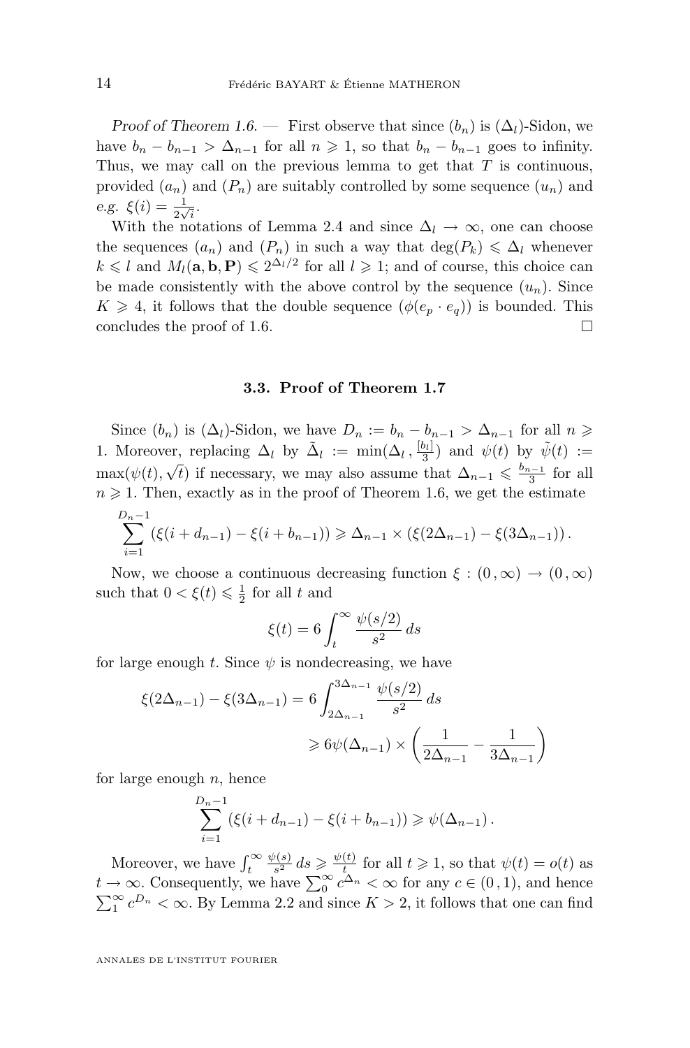*Proof of Theorem 1.6.* — First observe that since $(b_n)$ is $(\Delta_l)$-Sidon, we have $b_n - b_{n-1} > \Delta_{n-1}$ for all $n \geqslant 1$, so that $b_n - b_{n-1}$ goes to infinity. Thus, we may call on the previous lemma to get that $T$ is continuous, provided $(a_n)$ and $(P_n)$ are suitably controlled by some sequence $(u_n)$ and *e.g.* $\xi(i) = \frac{1}{2\sqrt{i}}$.

With the notations of Lemma 2.4 and since $\Delta_l \to \infty$, one can choose the sequences $(a_n)$ and $(P_n)$ in such a way that $\deg(P_k) \leqslant \Delta_l$ whenever $k \leqslant l$ and $M_l(\mathbf{a}, \mathbf{b}, \mathbf{P}) \leqslant 2^{\Delta_l/2}$ for all $l \geqslant 1$; and of course, this choice can be made consistently with the above control by the sequence $(u_n)$. Since $K \geqslant 4$, it follows that the double sequence $(\phi(e_p \cdot e_q))$ is bounded. This concludes the proof of 1.6. □

### 3.3. Proof of Theorem 1.7

Since $(b_n)$ is $(\Delta_l)$-Sidon, we have $D_n := b_n - b_{n-1} > \Delta_{n-1}$ for all $n \geqslant 1$. Moreover, replacing $\Delta_l$ by $\tilde{\Delta}_l := \min(\Delta_l, \frac{[b_l]}{3})$ and $\psi(t)$ by $\tilde{\psi}(t) := \max(\psi(t), \sqrt{t})$ if necessary, we may also assume that $\Delta_{n-1} \leqslant \frac{b_{n-1}}{3}$ for all $n \geqslant 1$. Then, exactly as in the proof of Theorem 1.6, we get the estimate

$$\sum_{i=1}^{D_n - 1} \left(\xi(i + d_{n-1}) - \xi(i + b_{n-1})\right) \geqslant \Delta_{n-1} \times \left(\xi(2\Delta_{n-1}) - \xi(3\Delta_{n-1})\right).$$

Now, we choose a continuous decreasing function $\xi : (0, \infty) \to (0, \infty)$ such that $0 < \xi(t) \leqslant \frac{1}{2}$ for all $t$ and

$$\xi(t) = 6 \int_t^\infty \frac{\psi(s/2)}{s^2}\, ds$$

for large enough $t$. Since $\psi$ is nondecreasing, we have

$$\begin{aligned} \xi(2\Delta_{n-1}) - \xi(3\Delta_{n-1}) &= 6 \int_{2\Delta_{n-1}}^{3\Delta_{n-1}} \frac{\psi(s/2)}{s^2}\, ds \\ &\geqslant 6\psi(\Delta_{n-1}) \times \left(\frac{1}{2\Delta_{n-1}} - \frac{1}{3\Delta_{n-1}}\right) \end{aligned}$$

for large enough $n$, hence

$$\sum_{i=1}^{D_n - 1} \left(\xi(i + d_{n-1}) - \xi(i + b_{n-1})\right) \geqslant \psi(\Delta_{n-1}).$$

Moreover, we have $\int_t^\infty \frac{\psi(s)}{s^2}\, ds \geqslant \frac{\psi(t)}{t}$ for all $t \geqslant 1$, so that $\psi(t) = o(t)$ as $t \to \infty$. Consequently, we have $\sum_0^\infty c^{\Delta_n} < \infty$ for any $c \in (0, 1)$, and hence $\sum_1^\infty c^{D_n} < \infty$. By Lemma 2.2 and since $K > 2$, it follows that one can find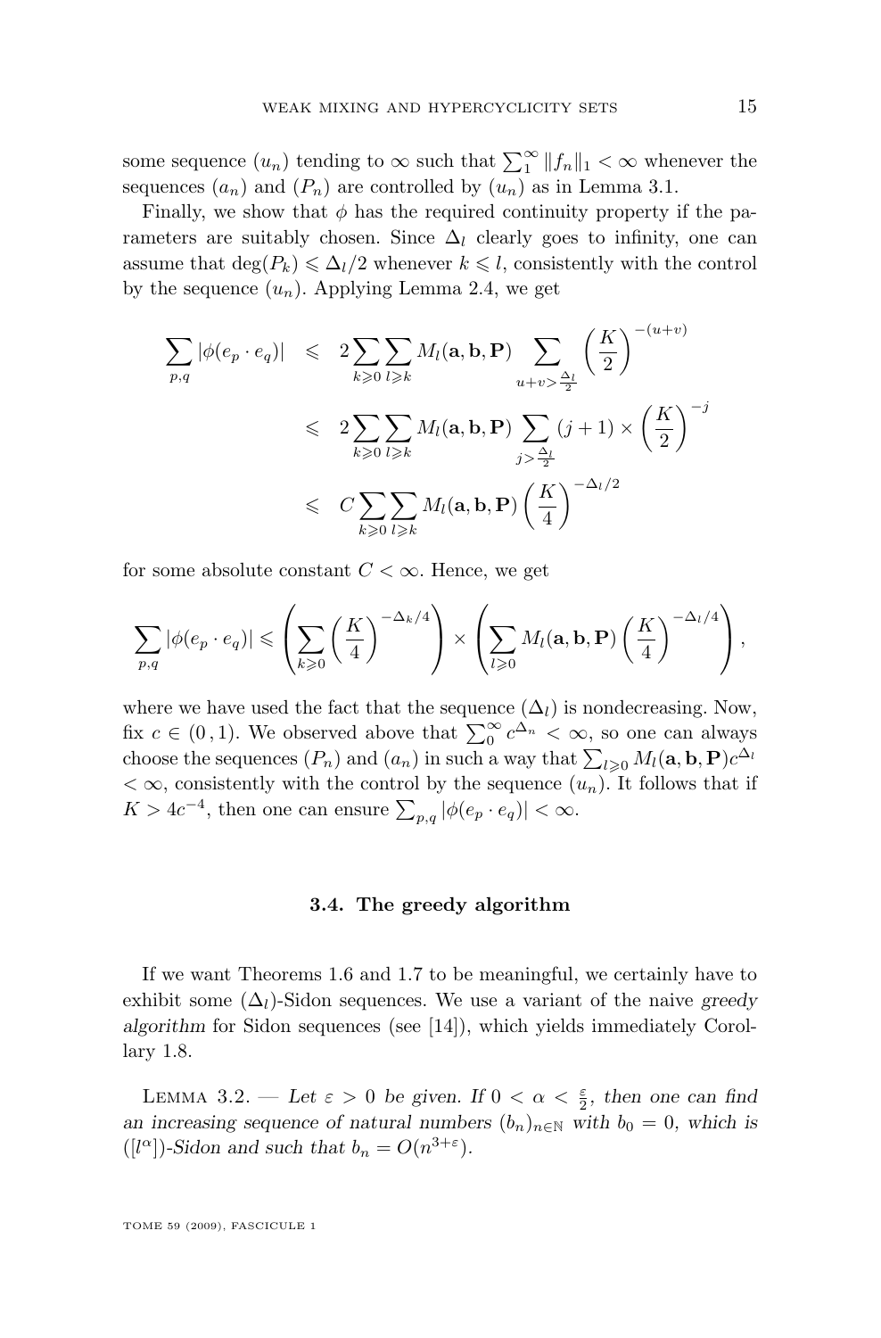some sequence $(u_n)$ tending to $\infty$ such that $\sum_1^\infty \|f_n\|_1 < \infty$ whenever the sequences $(a_n)$ and $(P_n)$ are controlled by $(u_n)$ as in Lemma 3.1.

Finally, we show that $\phi$ has the required continuity property if the parameters are suitably chosen. Since $\Delta_l$ clearly goes to infinity, one can assume that $\deg(P_k) \leqslant \Delta_l/2$ whenever $k \leqslant l$, consistently with the control by the sequence $(u_n)$. Applying Lemma 2.4, we get

$$\begin{aligned}
\sum_{p,q} |\phi(e_p \cdot e_q)| &\leqslant 2 \sum_{k\geqslant 0} \sum_{l \geqslant k} M_l(\mathbf{a}, \mathbf{b}, \mathbf{P}) \sum_{u+v > \frac{\Delta_l}{2}} \left(\frac{K}{2}\right)^{-(u+v)} \\
&\leqslant 2 \sum_{k\geqslant 0} \sum_{l \geqslant k} M_l(\mathbf{a}, \mathbf{b}, \mathbf{P}) \sum_{j > \frac{\Delta_l}{2}} (j+1) \times \left(\frac{K}{2}\right)^{-j} \\
&\leqslant C \sum_{k\geqslant 0} \sum_{l \geqslant k} M_l(\mathbf{a}, \mathbf{b}, \mathbf{P}) \left(\frac{K}{4}\right)^{-\Delta_l/2}
\end{aligned}$$

for some absolute constant $C < \infty$. Hence, we get

$$\sum_{p,q} |\phi(e_p \cdot e_q)| \leqslant \left( \sum_{k\geqslant 0} \left(\frac{K}{4}\right)^{-\Delta_k/4} \right) \times \left( \sum_{l \geqslant 0} M_l(\mathbf{a}, \mathbf{b}, \mathbf{P}) \left(\frac{K}{4}\right)^{-\Delta_l/4} \right),$$

where we have used the fact that the sequence $(\Delta_l)$ is nondecreasing. Now, fix $c \in (0\,,1)$. We observed above that $\sum_0^\infty c^{\Delta_n} < \infty$, so one can always choose the sequences $(P_n)$ and $(a_n)$ in such a way that $\sum_{l\geqslant 0} M_l(\mathbf{a}, \mathbf{b}, \mathbf{P}) c^{\Delta_l} < \infty$, consistently with the control by the sequence $(u_n)$. It follows that if $K > 4c^{-4}$, then one can ensure $\sum_{p,q} |\phi(e_p \cdot e_q)| < \infty$.

### 3.4. The greedy algorithm

If we want Theorems 1.6 and 1.7 to be meaningful, we certainly have to exhibit some $(\Delta_l)$-Sidon sequences. We use a variant of the naive *greedy algorithm* for Sidon sequences (see [14]), which yields immediately Corollary 1.8.

Lemma 3.2. — *Let $\varepsilon > 0$ be given. If $0 < \alpha < \frac{\varepsilon}{2}$, then one can find an increasing sequence of natural numbers $(b_n)_{n\in\mathbb{N}}$ with $b_0 = 0$, which is $([l^\alpha])$-Sidon and such that $b_n = O(n^{3+\varepsilon})$.*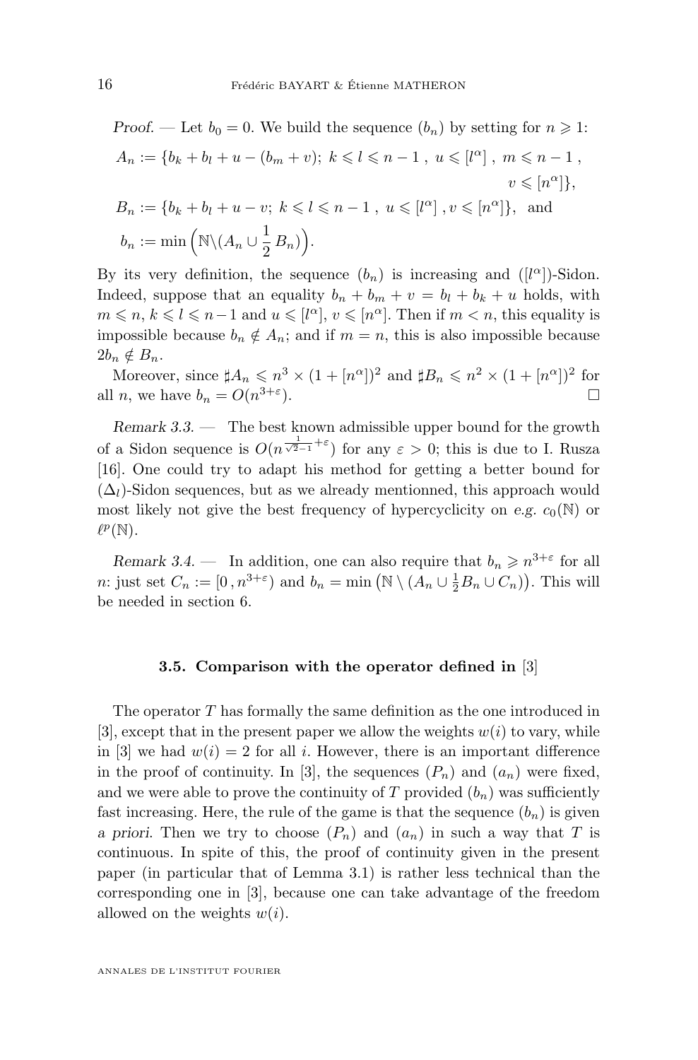*Proof.* — Let $b_0 = 0$. We build the sequence $(b_n)$ by setting for $n \geqslant 1$:

$$A_n := \{b_k + b_l + u - (b_m + v);\ k \leqslant l \leqslant n-1\ ,\ u \leqslant [l^\alpha]\ ,\ m \leqslant n-1\ ,\ v \leqslant [n^\alpha]\},$$

$$B_n := \{b_k + b_l + u - v;\ k \leqslant l \leqslant n-1\ ,\ u \leqslant [l^\alpha]\ , v \leqslant [n^\alpha]\},\ \text{ and}$$

$$b_n := \min\Big(\mathbb{N}\backslash(A_n \cup \frac{1}{2}\,B_n)\Big).$$

By its very definition, the sequence $(b_n)$ is increasing and $([l^\alpha])$-Sidon. Indeed, suppose that an equality $b_n + b_m + v = b_l + b_k + u$ holds, with $m \leqslant n$, $k \leqslant l \leqslant n-1$ and $u \leqslant [l^\alpha]$, $v \leqslant [n^\alpha]$. Then if $m < n$, this equality is impossible because $b_n \notin A_n$; and if $m = n$, this is also impossible because $2b_n \notin B_n$.

Moreover, since $\sharp A_n \leqslant n^3 \times (1 + [n^\alpha])^2$ and $\sharp B_n \leqslant n^2 \times (1 + [n^\alpha])^2$ for all $n$, we have $b_n = O(n^{3+\varepsilon})$. □

*Remark 3.3.* — The best known admissible upper bound for the growth of a Sidon sequence is $O(n^{\frac{1}{\sqrt{2}-1}+\varepsilon})$ for any $\varepsilon > 0$; this is due to I. Rusza [16]. One could try to adapt his method for getting a better bound for $(\Delta_l)$-Sidon sequences, but as we already mentionned, this approach would most likely not give the best frequency of hypercyclicity on *e.g.* $c_0(\mathbb{N})$ or $\ell^p(\mathbb{N})$.

*Remark 3.4.* — In addition, one can also require that $b_n \geqslant n^{3+\varepsilon}$ for all $n$: just set $C_n := [0\,, n^{3+\varepsilon})$ and $b_n = \min\big(\mathbb{N} \setminus (A_n \cup \frac{1}{2}B_n \cup C_n)\big)$. This will be needed in section 6.

### 3.5. Comparison with the operator defined in [3]

The operator $T$ has formally the same definition as the one introduced in [3], except that in the present paper we allow the weights $w(i)$ to vary, while in [3] we had $w(i) = 2$ for all $i$. However, there is an important difference in the proof of continuity. In [3], the sequences $(P_n)$ and $(a_n)$ were fixed, and we were able to prove the continuity of $T$ provided $(b_n)$ was sufficiently fast increasing. Here, the rule of the game is that the sequence $(b_n)$ is given *a priori*. Then we try to choose $(P_n)$ and $(a_n)$ in such a way that $T$ is continuous. In spite of this, the proof of continuity given in the present paper (in particular that of Lemma 3.1) is rather less technical than the corresponding one in [3], because one can take advantage of the freedom allowed on the weights $w(i)$.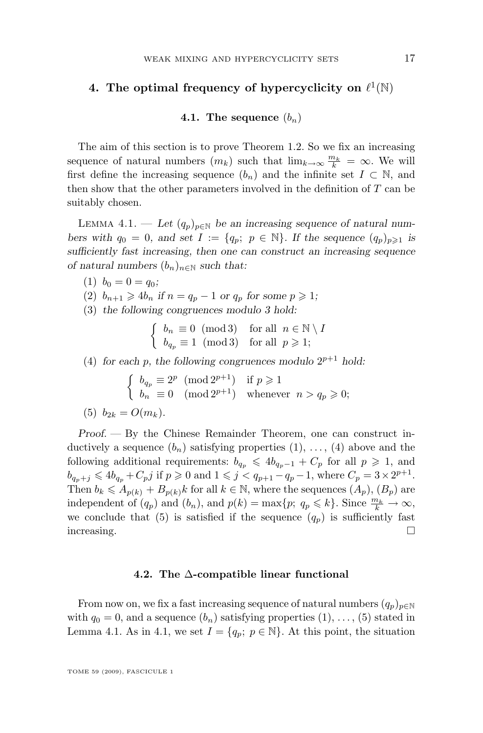## 4. The optimal frequency of hypercyclicity on $\ell^1(\mathbb{N})$

### 4.1. The sequence $(b_n)$

The aim of this section is to prove Theorem 1.2. So we fix an increasing sequence of natural numbers $(m_k)$ such that $\lim_{k\to\infty} \frac{m_k}{k} = \infty$. We will first define the increasing sequence $(b_n)$ and the infinite set $I \subset \mathbb{N}$, and then show that the other parameters involved in the definition of $T$ can be suitably chosen.

Lemma 4.1. — *Let $(q_p)_{p\in\mathbb{N}}$ be an increasing sequence of natural numbers with $q_0 = 0$, and set $I := \{q_p;\ p \in \mathbb{N}\}$. If the sequence $(q_p)_{p\geqslant 1}$ is sufficiently fast increasing, then one can construct an increasing sequence of natural numbers $(b_n)_{n\in\mathbb{N}}$ such that:*

(1) $b_0 = 0 = q_0$;

(2) $b_{n+1} \geqslant 4b_n$ *if $n = q_p - 1$ or $q_p$ for some $p \geqslant 1$;*

(3) *the following congruences modulo 3 hold:*

$$\begin{cases} b_n \equiv 0 \pmod 3 & \text{for all } n \in \mathbb{N}\setminus I \\ b_{q_p} \equiv 1 \pmod 3 & \text{for all } p \geqslant 1; \end{cases}$$

(4) *for each $p$, the following congruences modulo $2^{p+1}$ hold:*

$$\begin{cases} b_{q_p} \equiv 2^p \pmod{2^{p+1}} & \text{if } p \geqslant 1 \\ b_n \equiv 0 \pmod{2^{p+1}} & \text{whenever } n > q_p \geqslant 0; \end{cases}$$

(5) $b_{2k} = O(m_k)$.

*Proof.* — By the Chinese Remainder Theorem, one can construct inductively a sequence $(b_n)$ satisfying properties (1), …, (4) above and the following additional requirements: $b_{q_p} \leqslant 4b_{q_p-1} + C_p$ for all $p \geqslant 1$, and $b_{q_p+j} \leqslant 4b_{q_p} + C_p j$ if $p \geqslant 0$ and $1 \leqslant j < q_{p+1} - q_p - 1$, where $C_p = 3 \times 2^{p+1}$. Then $b_k \leqslant A_{p(k)} + B_{p(k)}k$ for all $k \in \mathbb{N}$, where the sequences $(A_p)$, $(B_p)$ are independent of $(q_p)$ and $(b_n)$, and $p(k) = \max\{p;\ q_p \leqslant k\}$. Since $\frac{m_k}{k} \to \infty$, we conclude that (5) is satisfied if the sequence $(q_p)$ is sufficiently fast increasing. □

### 4.2. The $\Delta$-compatible linear functional

From now on, we fix a fast increasing sequence of natural numbers $(q_p)_{p\in\mathbb{N}}$ with $q_0 = 0$, and a sequence $(b_n)$ satisfying properties (1), …, (5) stated in Lemma 4.1. As in 4.1, we set $I = \{q_p;\ p \in \mathbb{N}\}$. At this point, the situation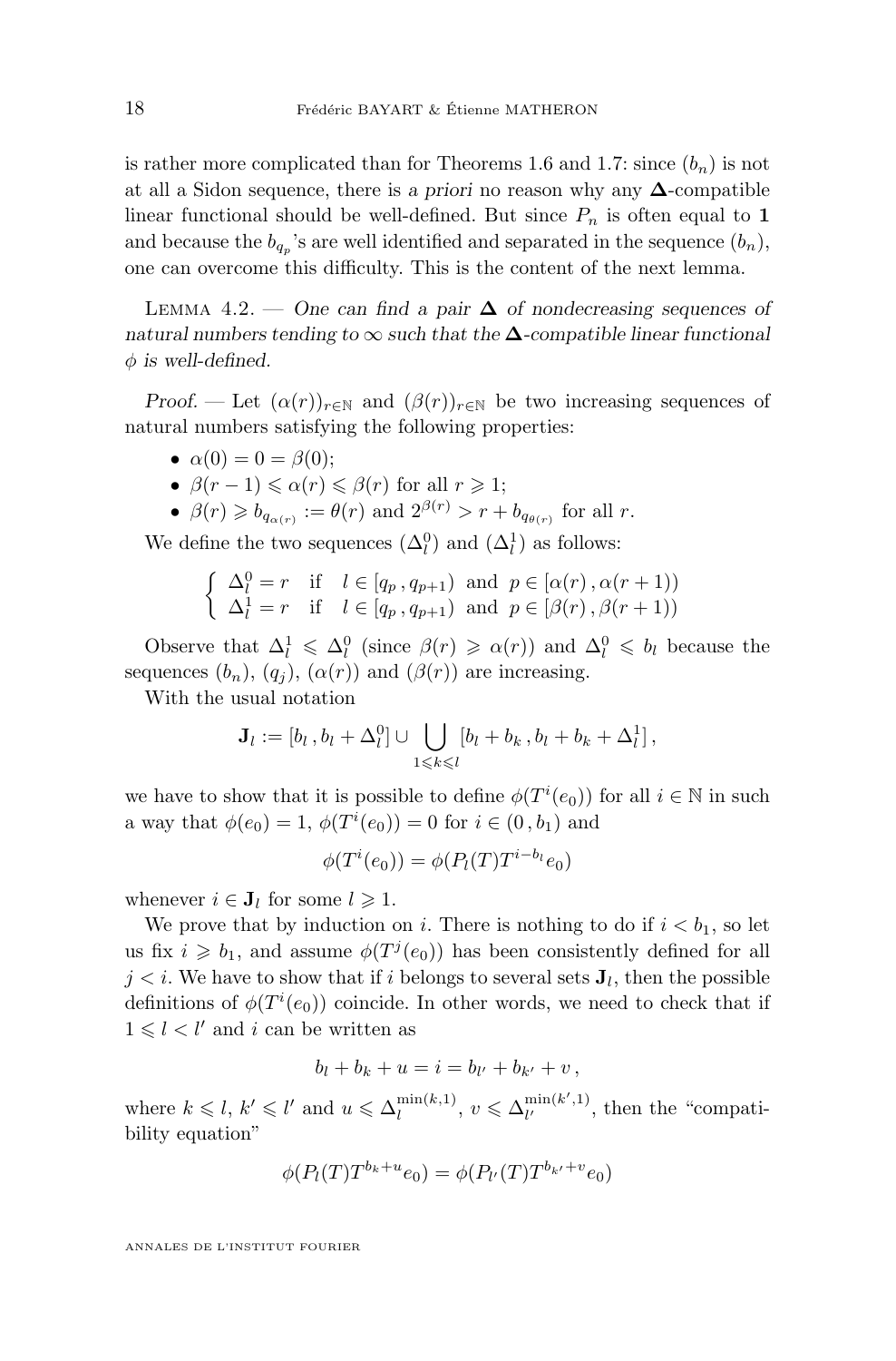is rather more complicated than for Theorems 1.6 and 1.7: since $(b_n)$ is not at all a Sidon sequence, there is *a priori* no reason why any $\mathbf{\Delta}$-compatible linear functional should be well-defined. But since $P_n$ is often equal to $\mathbf{1}$ and because the $b_{q_p}$'s are well identified and separated in the sequence $(b_n)$, one can overcome this difficulty. This is the content of the next lemma.

Lemma 4.2. — *One can find a pair $\mathbf{\Delta}$ of nondecreasing sequences of natural numbers tending to $\infty$ such that the $\mathbf{\Delta}$-compatible linear functional $\phi$ is well-defined.*

*Proof.* — Let $(\alpha(r))_{r\in\mathbb{N}}$ and $(\beta(r))_{r\in\mathbb{N}}$ be two increasing sequences of natural numbers satisfying the following properties:

- $\alpha(0) = 0 = \beta(0)$;
- $\beta(r-1) \leqslant \alpha(r) \leqslant \beta(r)$ for all $r \geqslant 1$;
- $\beta(r) \geqslant b_{q_{\alpha(r)}} := \theta(r)$ and $2^{\beta(r)} > r + b_{q_{\theta(r)}}$ for all $r$.

We define the two sequences $(\Delta_l^0)$ and $(\Delta_l^1)$ as follows:

$$\begin{cases} \Delta_l^0 = r & \text{if} \quad l \in [q_p\,, q_{p+1}) \ \text{ and } \ p \in [\alpha(r)\,, \alpha(r+1)) \\ \Delta_l^1 = r & \text{if} \quad l \in [q_p\,, q_{p+1}) \ \text{ and } \ p \in [\beta(r)\,, \beta(r+1)) \end{cases}$$

Observe that $\Delta_l^1 \leqslant \Delta_l^0$ (since $\beta(r) \geqslant \alpha(r)$) and $\Delta_l^0 \leqslant b_l$ because the sequences $(b_n)$, $(q_j)$, $(\alpha(r))$ and $(\beta(r))$ are increasing.

With the usual notation

$$\mathbf{J}_l := [b_l\,, b_l + \Delta_l^0] \cup \bigcup_{1\leqslant k\leqslant l} [b_l + b_k\,, b_l + b_k + \Delta_l^1]\,,$$

we have to show that it is possible to define $\phi(T^i(e_0))$ for all $i \in \mathbb{N}$ in such a way that $\phi(e_0) = 1$, $\phi(T^i(e_0)) = 0$ for $i \in (0\,, b_1)$ and

$$\phi(T^i(e_0)) = \phi(P_l(T)T^{i-b_l}e_0)$$

whenever $i \in \mathbf{J}_l$ for some $l \geqslant 1$.

We prove that by induction on $i$. There is nothing to do if $i < b_1$, so let us fix $i \geqslant b_1$, and assume $\phi(T^j(e_0))$ has been consistently defined for all $j < i$. We have to show that if $i$ belongs to several sets $\mathbf{J}_l$, then the possible definitions of $\phi(T^i(e_0))$ coincide. In other words, we need to check that if $1 \leqslant l < l'$ and $i$ can be written as

$$b_l + b_k + u = i = b_{l'} + b_{k'} + v\,,$$

where $k \leqslant l$, $k' \leqslant l'$ and $u \leqslant \Delta_l^{\min(k,1)}$, $v \leqslant \Delta_{l'}^{\min(k',1)}$, then the "compatibility equation"

$$\phi(P_l(T)T^{b_k+u}e_0) = \phi(P_{l'}(T)T^{b_{k'}+v}e_0)$$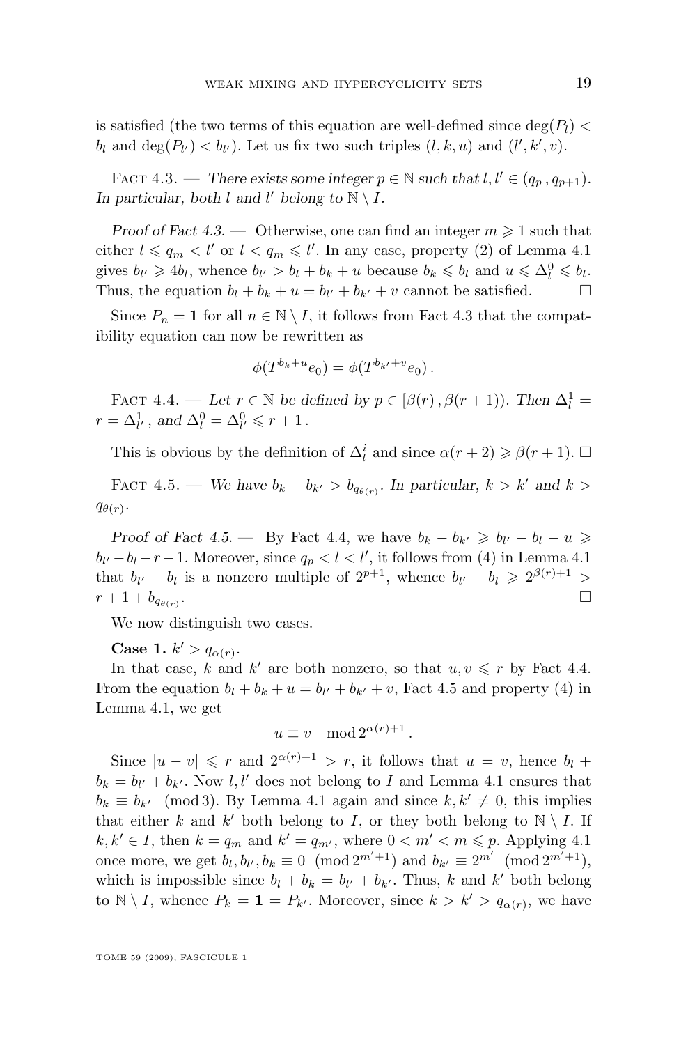is satisfied (the two terms of this equation are well-defined since $\deg(P_l) < b_l$ and $\deg(P_{l'}) < b_{l'}$). Let us fix two such triples $(l, k, u)$ and $(l', k', v)$.

Fact 4.3. — *There exists some integer $p \in \mathbb{N}$ such that $l, l' \in (q_p\,, q_{p+1})$. In particular, both $l$ and $l'$ belong to $\mathbb{N} \setminus I$.*

*Proof of Fact 4.3.* — Otherwise, one can find an integer $m \geqslant 1$ such that either $l \leqslant q_m < l'$ or $l < q_m \leqslant l'$. In any case, property (2) of Lemma 4.1 gives $b_{l'} \geqslant 4b_l$, whence $b_{l'} > b_l + b_k + u$ because $b_k \leqslant b_l$ and $u \leqslant \Delta_l^0 \leqslant b_l$. Thus, the equation $b_l + b_k + u = b_{l'} + b_{k'} + v$ cannot be satisfied. $\square$

Since $P_n = \mathbf{1}$ for all $n \in \mathbb{N} \setminus I$, it follows from Fact 4.3 that the compatibility equation can now be rewritten as

$$\phi(T^{b_k+u}e_0) = \phi(T^{b_{k'}+v}e_0)\,.$$

Fact 4.4. — *Let $r \in \mathbb{N}$ be defined by $p \in [\beta(r)\,, \beta(r+1))$. Then $\Delta_l^1 = r = \Delta_{l'}^1$, and $\Delta_l^0 = \Delta_{l'}^0 \leqslant r + 1$.*

This is obvious by the definition of $\Delta_l^i$ and since $\alpha(r+2) \geqslant \beta(r+1)$. $\square$

Fact 4.5. — *We have $b_k - b_{k'} > b_{q_{\theta(r)}}$. In particular, $k > k'$ and $k > q_{\theta(r)}$.*

*Proof of Fact 4.5.* — By Fact 4.4, we have $b_k - b_{k'} \geqslant b_{l'} - b_l - u \geqslant b_{l'} - b_l - r - 1$. Moreover, since $q_p < l < l'$, it follows from (4) in Lemma 4.1 that $b_{l'} - b_l$ is a nonzero multiple of $2^{p+1}$, whence $b_{l'} - b_l \geqslant 2^{\beta(r)+1} > r + 1 + b_{q_{\theta(r)}}$. $\square$

We now distinguish two cases.

**Case 1.** $k' > q_{\alpha(r)}$.

In that case, $k$ and $k'$ are both nonzero, so that $u, v \leqslant r$ by Fact 4.4. From the equation $b_l + b_k + u = b_{l'} + b_{k'} + v$, Fact 4.5 and property (4) in Lemma 4.1, we get

$$u \equiv v \mod 2^{\alpha(r)+1}\,.$$

Since $|u - v| \leqslant r$ and $2^{\alpha(r)+1} > r$, it follows that $u = v$, hence $b_l + b_k = b_{l'} + b_{k'}$. Now $l, l'$ does not belong to $I$ and Lemma 4.1 ensures that $b_k \equiv b_{k'} \pmod 3$. By Lemma 4.1 again and since $k, k' \neq 0$, this implies that either $k$ and $k'$ both belong to $I$, or they both belong to $\mathbb{N} \setminus I$. If $k, k' \in I$, then $k = q_m$ and $k' = q_{m'}$, where $0 < m' < m \leqslant p$. Applying 4.1 once more, we get $b_l, b_{l'}, b_k \equiv 0 \pmod{2^{m'+1}}$ and $b_{k'} \equiv 2^{m'} \pmod{2^{m'+1}}$, which is impossible since $b_l + b_k = b_{l'} + b_{k'}$. Thus, $k$ and $k'$ both belong to $\mathbb{N} \setminus I$, whence $P_k = \mathbf{1} = P_{k'}$. Moreover, since $k > k' > q_{\alpha(r)}$, we have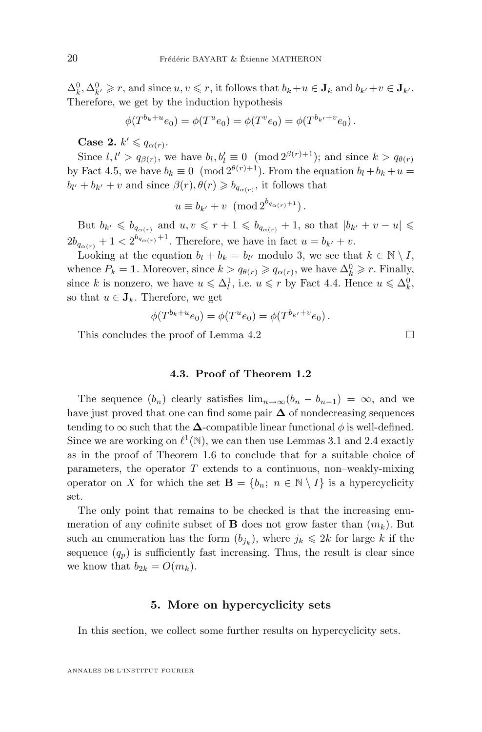$\Delta^0_k, \Delta^0_{k'} \geqslant r$, and since $u, v \leqslant r$, it follows that $b_k + u \in \mathbf{J}_k$ and $b_{k'} + v \in \mathbf{J}_{k'}$. Therefore, we get by the induction hypothesis

$$\phi(T^{b_k+u}e_0) = \phi(T^u e_0) = \phi(T^v e_0) = \phi(T^{b_{k'}+v}e_0)\,.$$

**Case 2.** $k' \leqslant q_{\alpha(r)}$.

Since $l, l' > q_{\beta(r)}$, we have $b_l, b'_l \equiv 0 \pmod{2^{\beta(r)+1}}$; and since $k > q_{\theta(r)}$ by Fact 4.5, we have $b_k \equiv 0 \pmod{2^{\theta(r)+1}}$. From the equation $b_l + b_k + u = b_{l'} + b_{k'} + v$ and since $\beta(r), \theta(r) \geqslant b_{q_{\alpha(r)}}$, it follows that

$$u \equiv b_{k'} + v \pmod{2^{b_{q_{\alpha(r)}}+1}}\,.$$

But $b_{k'} \leqslant b_{q_{\alpha(r)}}$ and $u, v \leqslant r+1 \leqslant b_{q_{\alpha(r)}} + 1$, so that $|b_{k'} + v - u| \leqslant 2b_{q_{\alpha(r)}} + 1 < 2^{b_{q_{\alpha(r)}}+1}$. Therefore, we have in fact $u = b_{k'} + v$.

Looking at the equation $b_l + b_k = b_{l'}$ modulo 3, we see that $k \in \mathbb{N} \setminus I$, whence $P_k = \mathbf{1}$. Moreover, since $k > q_{\theta(r)} \geqslant q_{\alpha(r)}$, we have $\Delta^0_k \geqslant r$. Finally, since $k$ is nonzero, we have $u \leqslant \Delta^1_l$, i.e. $u \leqslant r$ by Fact 4.4. Hence $u \leqslant \Delta^0_k$, so that $u \in \mathbf{J}_k$. Therefore, we get

$$\phi(T^{b_k+u}e_0) = \phi(T^u e_0) = \phi(T^{b_{k'}+v}e_0)\,.$$

This concludes the proof of Lemma 4.2 □

### 4.3. Proof of Theorem 1.2

The sequence $(b_n)$ clearly satisfies $\lim_{n\to\infty}(b_n - b_{n-1}) = \infty$, and we have just proved that one can find some pair $\mathbf{\Delta}$ of nondecreasing sequences tending to $\infty$ such that the $\mathbf{\Delta}$-compatible linear functional $\phi$ is well-defined. Since we are working on $\ell^1(\mathbb{N})$, we can then use Lemmas 3.1 and 2.4 exactly as in the proof of Theorem 1.6 to conclude that for a suitable choice of parameters, the operator $T$ extends to a continuous, non–weakly-mixing operator on $X$ for which the set $\mathbf{B} = \{b_n;\ n \in \mathbb{N} \setminus I\}$ is a hypercyclicity set.

The only point that remains to be checked is that the increasing enumeration of any cofinite subset of $\mathbf{B}$ does not grow faster than $(m_k)$. But such an enumeration has the form $(b_{j_k})$, where $j_k \leqslant 2k$ for large $k$ if the sequence $(q_p)$ is sufficiently fast increasing. Thus, the result is clear since we know that $b_{2k} = O(m_k)$.

## 5. More on hypercyclicity sets

In this section, we collect some further results on hypercyclicity sets.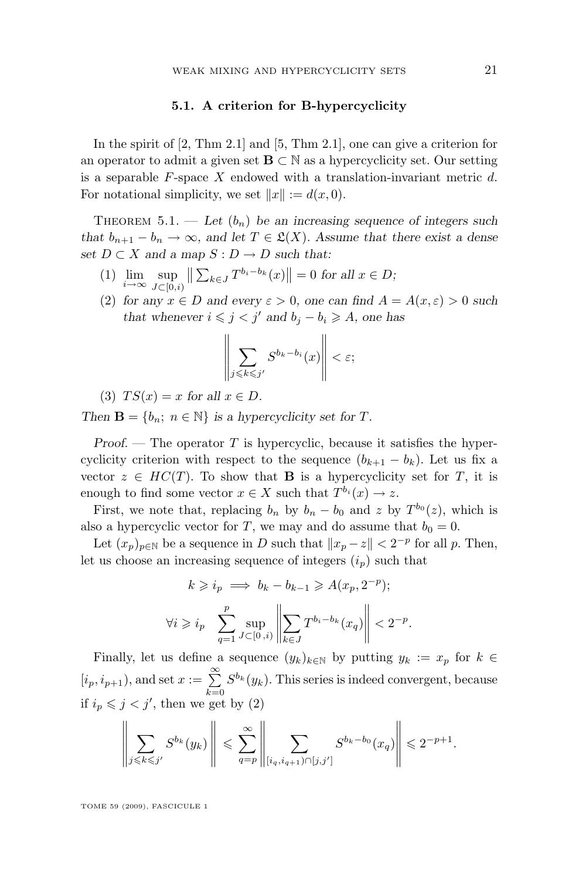### 5.1. A criterion for B-hypercyclicity

In the spirit of [2, Thm 2.1] and [5, Thm 2.1], one can give a criterion for an operator to admit a given set $\mathbf{B} \subset \mathbb{N}$ as a hypercyclicity set. Our setting is a separable $F$-space $X$ endowed with a translation-invariant metric $d$. For notational simplicity, we set $\|x\| := d(x, 0)$.

Theorem 5.1. — *Let $(b_n)$ be an increasing sequence of integers such that $b_{n+1} - b_n \to \infty$, and let $T \in \mathfrak{L}(X)$. Assume that there exist a dense set $D \subset X$ and a map $S : D \to D$ such that:*

1. $\lim_{i\to\infty} \sup_{J\subset[0,i)} \left\| \sum_{k\in J} T^{b_i - b_k}(x) \right\| = 0$ *for all $x \in D$;*
2. *for any $x \in D$ and every $\varepsilon > 0$, one can find $A = A(x, \varepsilon) > 0$ such that whenever $i \leqslant j < j'$ and $b_j - b_i \geqslant A$, one has*
$$\left\| \sum_{j\leqslant k\leqslant j'} S^{b_k - b_i}(x) \right\| < \varepsilon;$$
3. $TS(x) = x$ *for all $x \in D$.*

*Then $\mathbf{B} = \{b_n;\ n \in \mathbb{N}\}$ is a hypercyclicity set for $T$.*

*Proof.* — The operator $T$ is hypercyclic, because it satisfies the hypercyclicity criterion with respect to the sequence $(b_{k+1} - b_k)$. Let us fix a vector $z \in HC(T)$. To show that $\mathbf{B}$ is a hypercyclicity set for $T$, it is enough to find some vector $x \in X$ such that $T^{b_i}(x) \to z$.

First, we note that, replacing $b_n$ by $b_n - b_0$ and $z$ by $T^{b_0}(z)$, which is also a hypercyclic vector for $T$, we may and do assume that $b_0 = 0$.

Let $(x_p)_{p\in\mathbb{N}}$ be a sequence in $D$ such that $\|x_p - z\| < 2^{-p}$ for all $p$. Then, let us choose an increasing sequence of integers $(i_p)$ such that

$$k \geqslant i_p \implies b_k - b_{k-1} \geqslant A(x_p, 2^{-p});$$

$$\forall i \geqslant i_p \quad \sum_{q=1}^{p} \sup_{J\subset[0\,,i)} \left\| \sum_{k\in J} T^{b_i - b_k}(x_q) \right\| < 2^{-p}.$$

Finally, let us define a sequence $(y_k)_{k\in\mathbb{N}}$ by putting $y_k := x_p$ for $k \in [i_p, i_{p+1})$, and set $x := \sum_{k=0}^{\infty} S^{b_k}(y_k)$. This series is indeed convergent, because if $i_p \leqslant j < j'$, then we get by (2)

$$\left\| \sum_{j\leqslant k\leqslant j'} S^{b_k}(y_k) \right\| \leqslant \sum_{q=p}^{\infty} \left\| \sum_{[i_q, i_{q+1})\cap[j,j']} S^{b_k - b_0}(x_q) \right\| \leqslant 2^{-p+1}.$$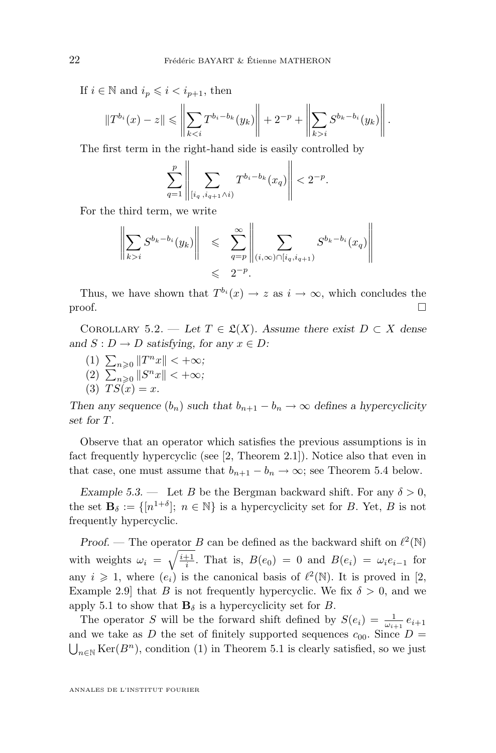If $i \in \mathbb{N}$ and $i_p \leqslant i < i_{p+1}$, then

$$\|T^{b_i}(x) - z\| \leqslant \left\| \sum_{k<i} T^{b_i - b_k}(y_k) \right\| + 2^{-p} + \left\| \sum_{k>i} S^{b_k - b_i}(y_k) \right\|.$$

The first term in the right-hand side is easily controlled by

$$\sum_{q=1}^{p} \left\| \sum_{[i_q, i_{q+1} \wedge i)} T^{b_i - b_k}(x_q) \right\| < 2^{-p}.$$

For the third term, we write

$$\begin{aligned} \left\| \sum_{k>i} S^{b_k - b_i}(y_k) \right\| &\leqslant \sum_{q=p}^{\infty} \left\| \sum_{(i,\infty) \cap [i_q, i_{q+1})} S^{b_k - b_i}(x_q) \right\| \\ &\leqslant 2^{-p}. \end{aligned}$$

Thus, we have shown that $T^{b_i}(x) \to z$ as $i \to \infty$, which concludes the proof. □

Corollary 5.2. — *Let $T \in \mathfrak{L}(X)$. Assume there exist $D \subset X$ dense and $S : D \to D$ satisfying, for any $x \in D$:*

1. $\sum_{n \geqslant 0} \|T^n x\| < +\infty$;
2. $\sum_{n \geqslant 0} \|S^n x\| < +\infty$;
3. $TS(x) = x$.

*Then any sequence $(b_n)$ such that $b_{n+1} - b_n \to \infty$ defines a hypercyclicity set for $T$.*

Observe that an operator which satisfies the previous assumptions is in fact frequently hypercyclic (see [2, Theorem 2.1]). Notice also that even in that case, one must assume that $b_{n+1} - b_n \to \infty$; see Theorem 5.4 below.

*Example 5.3.* — Let $B$ be the Bergman backward shift. For any $\delta > 0$, the set $\mathbf{B}_\delta := \{[n^{1+\delta}];\ n \in \mathbb{N}\}$ is a hypercyclicity set for $B$. Yet, $B$ is not frequently hypercyclic.

*Proof.* — The operator $B$ can be defined as the backward shift on $\ell^2(\mathbb{N})$ with weights $\omega_i = \sqrt{\frac{i+1}{i}}$. That is, $B(e_0) = 0$ and $B(e_i) = \omega_i e_{i-1}$ for any $i \geqslant 1$, where $(e_i)$ is the canonical basis of $\ell^2(\mathbb{N})$. It is proved in [2, Example 2.9] that $B$ is not frequently hypercyclic. We fix $\delta > 0$, and we apply 5.1 to show that $\mathbf{B}_\delta$ is a hypercyclicity set for $B$.

The operator $S$ will be the forward shift defined by $S(e_i) = \frac{1}{\omega_{i+1}}\, e_{i+1}$ and we take as $D$ the set of finitely supported sequences $c_{00}$. Since $D = \bigcup_{n \in \mathbb{N}} \mathrm{Ker}(B^n)$, condition (1) in Theorem 5.1 is clearly satisfied, so we just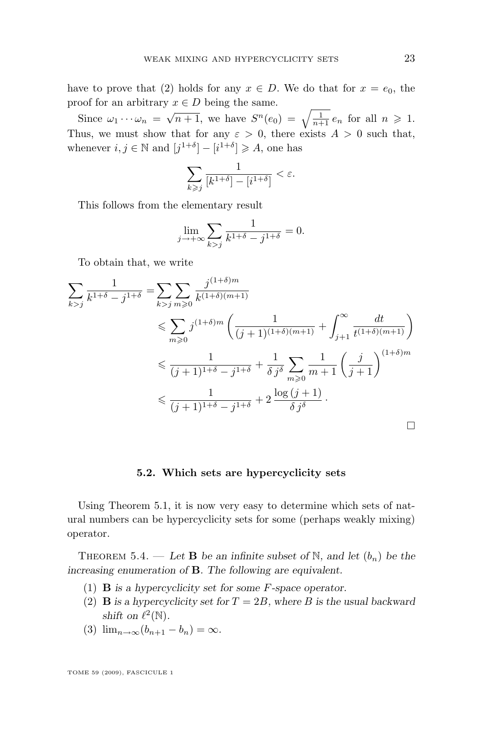have to prove that (2) holds for any $x \in D$. We do that for $x = e_0$, the proof for an arbitrary $x \in D$ being the same.

Since $\omega_1 \cdots \omega_n = \sqrt{n+1}$, we have $S^n(e_0) = \sqrt{\frac{1}{n+1}}\, e_n$ for all $n \geqslant 1$. Thus, we must show that for any $\varepsilon > 0$, there exists $A > 0$ such that, whenever $i, j \in \mathbb{N}$ and $[j^{1+\delta}] - [i^{1+\delta}] \geqslant A$, one has

$$\sum_{k \geqslant j} \frac{1}{[k^{1+\delta}] - [i^{1+\delta}]} < \varepsilon.$$

This follows from the elementary result

$$\lim_{j \to +\infty} \sum_{k > j} \frac{1}{k^{1+\delta} - j^{1+\delta}} = 0.$$

To obtain that, we write

$$\begin{aligned}
\sum_{k>j} \frac{1}{k^{1+\delta} - j^{1+\delta}} &= \sum_{k>j} \sum_{m \geqslant 0} \frac{j^{(1+\delta)m}}{k^{(1+\delta)(m+1)}} \\
&\leqslant \sum_{m \geqslant 0} j^{(1+\delta)m} \left( \frac{1}{(j+1)^{(1+\delta)(m+1)}} + \int_{j+1}^{\infty} \frac{dt}{t^{(1+\delta)(m+1)}} \right) \\
&\leqslant \frac{1}{(j+1)^{1+\delta} - j^{1+\delta}} + \frac{1}{\delta\, j^{\delta}} \sum_{m \geqslant 0} \frac{1}{m+1} \left( \frac{j}{j+1} \right)^{(1+\delta)m} \\
&\leqslant \frac{1}{(j+1)^{1+\delta} - j^{1+\delta}} + 2\, \frac{\log{(j+1)}}{\delta\, j^{\delta}}\,.
\end{aligned}$$

□

### 5.2. Which sets are hypercyclicity sets

Using Theorem 5.1, it is now very easy to determine which sets of natural numbers can be hypercyclicity sets for some (perhaps weakly mixing) operator.

Theorem 5.4. — *Let $\mathbf{B}$ be an infinite subset of $\mathbb{N}$, and let $(b_n)$ be the increasing enumeration of $\mathbf{B}$. The following are equivalent.*

1. $\mathbf{B}$ *is a hypercyclicity set for some $F$-space operator.*
2. $\mathbf{B}$ *is a hypercyclicity set for $T = 2B$, where $B$ is the usual backward shift on $\ell^2(\mathbb{N})$.*
3. $\lim_{n \to \infty} (b_{n+1} - b_n) = \infty$.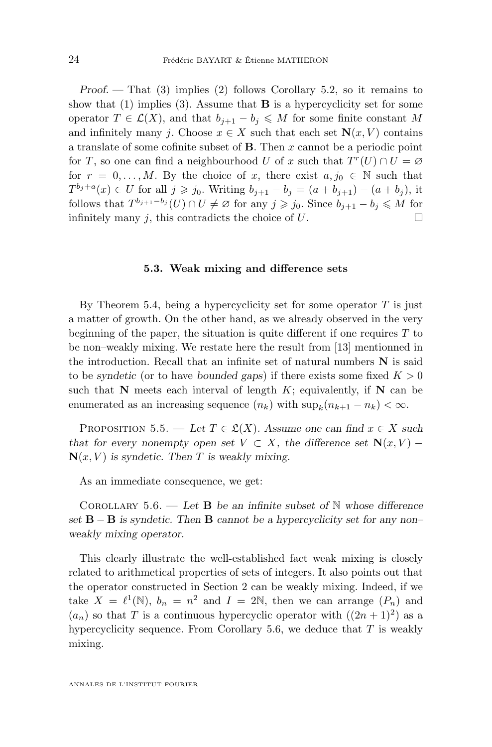*Proof.* — That (3) implies (2) follows Corollary 5.2, so it remains to show that (1) implies (3). Assume that $\mathbf{B}$ is a hypercyclicity set for some operator $T \in \mathcal{L}(X)$, and that $b_{j+1} - b_j \leqslant M$ for some finite constant $M$ and infinitely many $j$. Choose $x \in X$ such that each set $\mathbf{N}(x, V)$ contains a translate of some cofinite subset of $\mathbf{B}$. Then $x$ cannot be a periodic point for $T$, so one can find a neighbourhood $U$ of $x$ such that $T^r(U) \cap U = \varnothing$ for $r = 0, \ldots, M$. By the choice of $x$, there exist $a, j_0 \in \mathbb{N}$ such that $T^{b_j + a}(x) \in U$ for all $j \geqslant j_0$. Writing $b_{j+1} - b_j = (a + b_{j+1}) - (a + b_j)$, it follows that $T^{b_{j+1} - b_j}(U) \cap U \neq \varnothing$ for any $j \geqslant j_0$. Since $b_{j+1} - b_j \leqslant M$ for infinitely many $j$, this contradicts the choice of $U$. □

### 5.3. Weak mixing and difference sets

By Theorem 5.4, being a hypercyclicity set for some operator $T$ is just a matter of growth. On the other hand, as we already observed in the very beginning of the paper, the situation is quite different if one requires $T$ to be non–weakly mixing. We restate here the result from [13] mentionned in the introduction. Recall that an infinite set of natural numbers $\mathbf{N}$ is said to be *syndetic* (or to have *bounded gaps*) if there exists some fixed $K > 0$ such that $\mathbf{N}$ meets each interval of length $K$; equivalently, if $\mathbf{N}$ can be enumerated as an increasing sequence $(n_k)$ with $\sup_k (n_{k+1} - n_k) < \infty$.

Proposition 5.5. — *Let $T \in \mathfrak{L}(X)$. Assume one can find $x \in X$ such that for every nonempty open set $V \subset X$, the difference set $\mathbf{N}(x, V) - \mathbf{N}(x, V)$ is syndetic. Then $T$ is weakly mixing.*

As an immediate consequence, we get:

Corollary 5.6. — *Let $\mathbf{B}$ be an infinite subset of $\mathbb{N}$ whose difference set $\mathbf{B} - \mathbf{B}$ is syndetic. Then $\mathbf{B}$ cannot be a hypercyclicity set for any non–weakly mixing operator.*

This clearly illustrate the well-established fact weak mixing is closely related to arithmetical properties of sets of integers. It also points out that the operator constructed in Section 2 can be weakly mixing. Indeed, if we take $X = \ell^1(\mathbb{N})$, $b_n = n^2$ and $I = 2\mathbb{N}$, then we can arrange $(P_n)$ and $(a_n)$ so that $T$ is a continuous hypercyclic operator with $((2n+1)^2)$ as a hypercyclicity sequence. From Corollary 5.6, we deduce that $T$ is weakly mixing.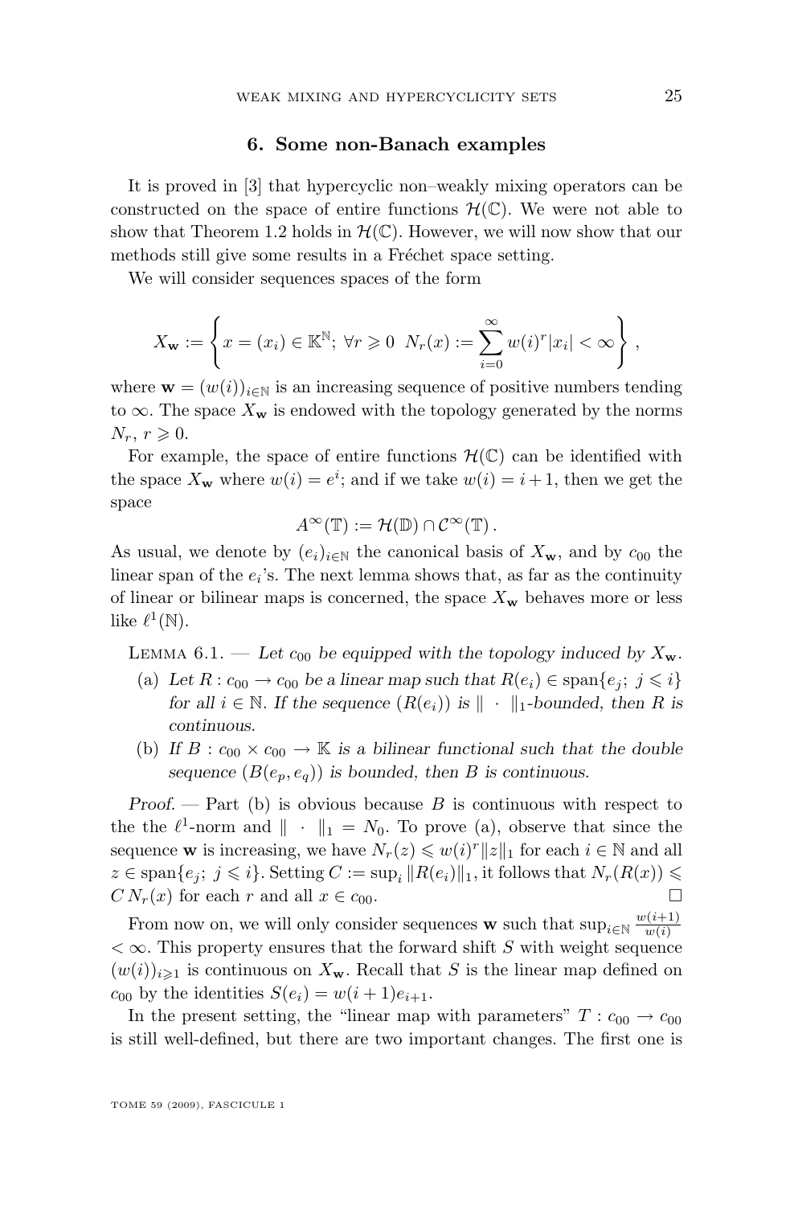## 6. Some non-Banach examples

It is proved in [3] that hypercyclic non–weakly mixing operators can be constructed on the space of entire functions $\mathcal{H}(\mathbb{C})$. We were not able to show that Theorem 1.2 holds in $\mathcal{H}(\mathbb{C})$. However, we will now show that our methods still give some results in a Fréchet space setting.

We will consider sequences spaces of the form

$$X_{\mathbf{w}} := \left\{ x = (x_i) \in \mathbb{K}^{\mathbb{N}};\ \forall r \geqslant 0\ \ N_r(x) := \sum_{i=0}^{\infty} w(i)^r |x_i| < \infty \right\},$$

where $\mathbf{w} = (w(i))_{i \in \mathbb{N}}$ is an increasing sequence of positive numbers tending to $\infty$. The space $X_{\mathbf{w}}$ is endowed with the topology generated by the norms $N_r$, $r \geqslant 0$.

For example, the space of entire functions $\mathcal{H}(\mathbb{C})$ can be identified with the space $X_{\mathbf{w}}$ where $w(i) = e^i$; and if we take $w(i) = i+1$, then we get the space

$$A^\infty(\mathbb{T}) := \mathcal{H}(\mathbb{D}) \cap \mathcal{C}^\infty(\mathbb{T}).$$

As usual, we denote by $(e_i)_{i \in \mathbb{N}}$ the canonical basis of $X_{\mathbf{w}}$, and by $c_{00}$ the linear span of the $e_i$'s. The next lemma shows that, as far as the continuity of linear or bilinear maps is concerned, the space $X_{\mathbf{w}}$ behaves more or less like $\ell^1(\mathbb{N})$.

Lemma 6.1. — *Let $c_{00}$ be equipped with the topology induced by $X_{\mathbf{w}}$.*

(a) *Let $R : c_{00} \to c_{00}$ be a linear map such that $R(e_i) \in \operatorname{span}\{e_j;\ j \leqslant i\}$ for all $i \in \mathbb{N}$. If the sequence $(R(e_i))$ is $\|\cdot\|_1$-bounded, then $R$ is continuous.*

(b) *If $B : c_{00} \times c_{00} \to \mathbb{K}$ is a bilinear functional such that the double sequence $(B(e_p, e_q))$ is bounded, then $B$ is continuous.*

*Proof.* — Part (b) is obvious because $B$ is continuous with respect to the the $\ell^1$-norm and $\|\cdot\|_1 = N_0$. To prove (a), observe that since the sequence $\mathbf{w}$ is increasing, we have $N_r(z) \leqslant w(i)^r \|z\|_1$ for each $i \in \mathbb{N}$ and all $z \in \operatorname{span}\{e_j;\ j \leqslant i\}$. Setting $C := \sup_i \|R(e_i)\|_1$, it follows that $N_r(R(x)) \leqslant C\, N_r(x)$ for each $r$ and all $x \in c_{00}$. □

From now on, we will only consider sequences $\mathbf{w}$ such that $\sup_{i \in \mathbb{N}} \frac{w(i+1)}{w(i)} < \infty$. This property ensures that the forward shift $S$ with weight sequence $(w(i))_{i \geqslant 1}$ is continuous on $X_{\mathbf{w}}$. Recall that $S$ is the linear map defined on $c_{00}$ by the identities $S(e_i) = w(i+1)e_{i+1}$.

In the present setting, the "linear map with parameters" $T : c_{00} \to c_{00}$ is still well-defined, but there are two important changes. The first one is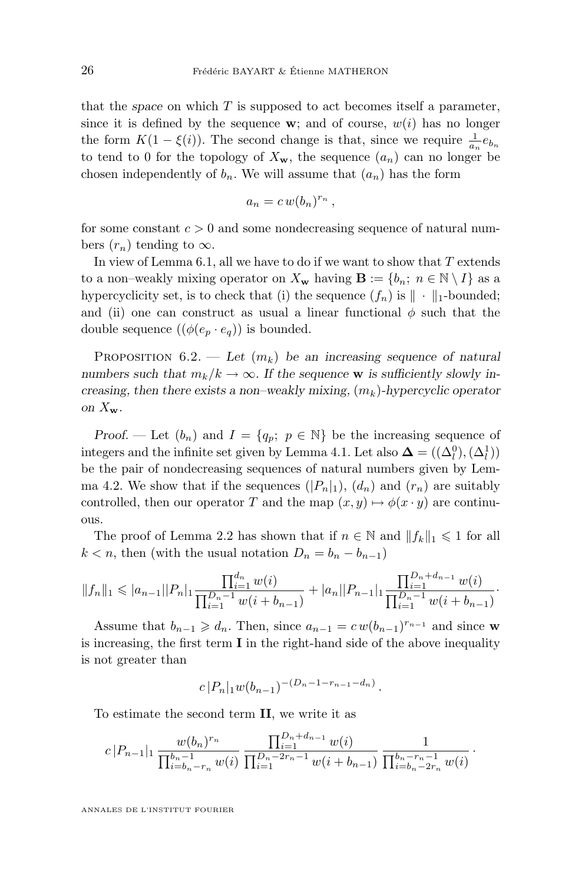that the *space* on which $T$ is supposed to act becomes itself a parameter, since it is defined by the sequence $\mathbf{w}$; and of course, $w(i)$ has no longer the form $K(1-\xi(i))$. The second change is that, since we require $\frac{1}{a_n}e_{b_n}$ to tend to 0 for the topology of $X_{\mathbf{w}}$, the sequence $(a_n)$ can no longer be chosen independently of $b_n$. We will assume that $(a_n)$ has the form

$$a_n = c\, w(b_n)^{r_n}\,,$$

for some constant $c>0$ and some nondecreasing sequence of natural numbers $(r_n)$ tending to $\infty$.

In view of Lemma 6.1, all we have to do if we want to show that $T$ extends to a non–weakly mixing operator on $X_{\mathbf{w}}$ having $\mathbf{B} := \{b_n;\ n\in\mathbb{N}\setminus I\}$ as a hypercyclicity set, is to check that (i) the sequence $(f_n)$ is $\|\cdot\|_1$-bounded; and (ii) one can construct as usual a linear functional $\phi$ such that the double sequence $((\phi(e_p\cdot e_q))$ is bounded.

Proposition 6.2. — *Let $(m_k)$ be an increasing sequence of natural numbers such that $m_k/k\to\infty$. If the sequence $\mathbf{w}$ is sufficiently slowly increasing, then there exists a non–weakly mixing, $(m_k)$-hypercyclic operator on $X_{\mathbf{w}}$.*

*Proof.* — Let $(b_n)$ and $I=\{q_p;\ p\in\mathbb{N}\}$ be the increasing sequence of integers and the infinite set given by Lemma 4.1. Let also $\mathbf{\Delta} = ((\Delta_l^0),(\Delta_l^1))$ be the pair of nondecreasing sequences of natural numbers given by Lemma 4.2. We show that if the sequences $(|P_n|_1)$, $(d_n)$ and $(r_n)$ are suitably controlled, then our operator $T$ and the map $(x,y)\mapsto\phi(x\cdot y)$ are continuous.

The proof of Lemma 2.2 has shown that if $n\in\mathbb{N}$ and $\|f_k\|_1\leqslant 1$ for all $k<n$, then (with the usual notation $D_n = b_n - b_{n-1}$)

$$\|f_n\|_1 \leqslant |a_{n-1}||P_n|_1 \frac{\prod_{i=1}^{d_n} w(i)}{\prod_{i=1}^{D_n-1} w(i+b_{n-1})} + |a_n||P_{n-1}|_1 \frac{\prod_{i=1}^{D_n+d_{n-1}} w(i)}{\prod_{i=1}^{D_n-1} w(i+b_{n-1})}\cdot$$

Assume that $b_{n-1}\geqslant d_n$. Then, since $a_{n-1} = c\,w(b_{n-1})^{r_{n-1}}$ and since $\mathbf{w}$ is increasing, the first term $\mathbf{I}$ in the right-hand side of the above inequality is not greater than

$$c\,|P_n|_1 w(b_{n-1})^{-(D_n-1-r_{n-1}-d_n)}\,.$$

To estimate the second term $\mathbf{II}$, we write it as

$$c\,|P_{n-1}|_1 \frac{w(b_n)^{r_n}}{\prod_{i=b_n-r_n}^{b_n-1} w(i)} \frac{\prod_{i=1}^{D_n+d_{n-1}} w(i)}{\prod_{i=1}^{D_n-2r_n-1} w(i+b_{n-1})} \frac{1}{\prod_{i=b_n-2r_n}^{b_n-r_n-1} w(i)}\,.$$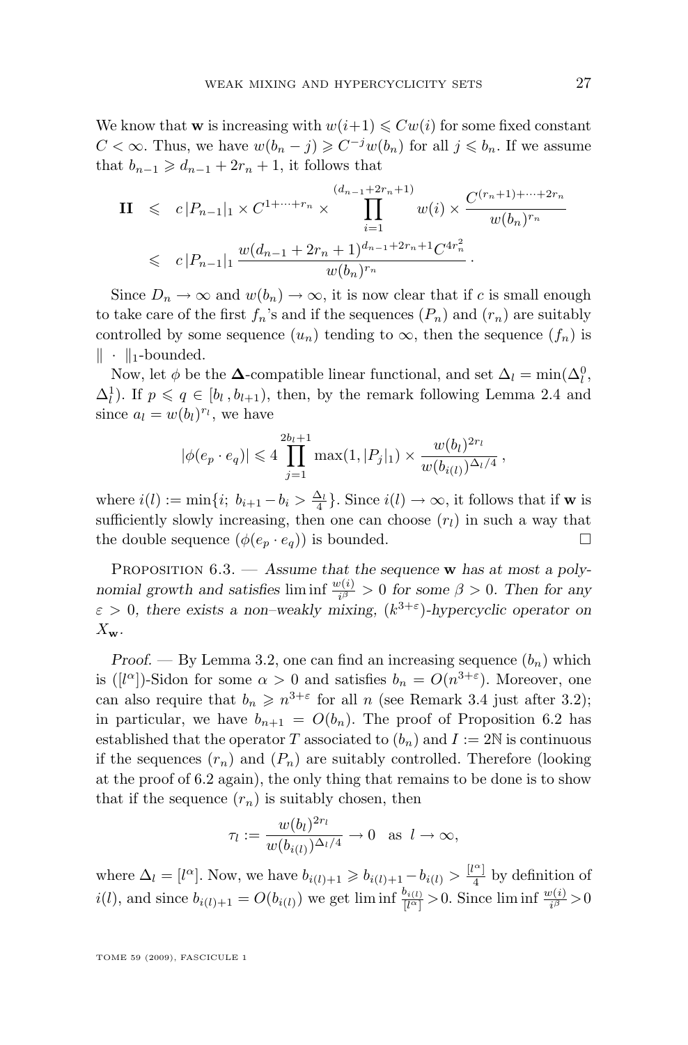We know that $\mathbf{w}$ is increasing with $w(i+1) \leqslant Cw(i)$ for some fixed constant $C < \infty$. Thus, we have $w(b_n - j) \geqslant C^{-j} w(b_n)$ for all $j \leqslant b_n$. If we assume that $b_{n-1} \geqslant d_{n-1} + 2r_n + 1$, it follows that

$$
\begin{aligned}
\mathbf{II} \quad &\leqslant \quad c\,|P_{n-1}|_1 \times C^{1+\cdots+r_n} \times \prod_{i=1}^{(d_{n-1}+2r_n+1)} w(i) \times \frac{C^{(r_n+1)+\cdots+2r_n}}{w(b_n)^{r_n}} \\
&\leqslant \quad c\,|P_{n-1}|_1 \, \frac{w(d_{n-1}+2r_n+1)^{d_{n-1}+2r_n+1} C^{4r_n^2}}{w(b_n)^{r_n}}\,.
\end{aligned}
$$

Since $D_n \to \infty$ and $w(b_n) \to \infty$, it is now clear that if $c$ is small enough to take care of the first $f_n$'s and if the sequences $(P_n)$ and $(r_n)$ are suitably controlled by some sequence $(u_n)$ tending to $\infty$, then the sequence $(f_n)$ is $\|\cdot\|_1$-bounded.

Now, let $\phi$ be the $\boldsymbol{\Delta}$-compatible linear functional, and set $\Delta_l = \min(\Delta_l^0, \Delta_l^1)$. If $p \leqslant q \in [b_l\,, b_{l+1})$, then, by the remark following Lemma 2.4 and since $a_l = w(b_l)^{r_l}$, we have

$$
|\phi(e_p \cdot e_q)| \leqslant 4 \prod_{j=1}^{2b_l+1} \max(1, |P_j|_1) \times \frac{w(b_l)^{2r_l}}{w(b_{i(l)})^{\Delta_l/4}}\,,
$$

where $i(l) := \min\{i;\ b_{i+1} - b_i > \frac{\Delta_l}{4}\}$. Since $i(l) \to \infty$, it follows that if $\mathbf{w}$ is sufficiently slowly increasing, then one can choose $(r_l)$ in such a way that the double sequence $(\phi(e_p \cdot e_q))$ is bounded. $\square$

Proposition 6.3. — *Assume that the sequence* $\mathbf{w}$ *has at most a polynomial growth and satisfies* $\liminf \frac{w(i)}{i^\beta} > 0$ *for some* $\beta > 0$. *Then for any* $\varepsilon > 0$, *there exists a non–weakly mixing,* $(k^{3+\varepsilon})$*-hypercyclic operator on* $X_{\mathbf{w}}$.

*Proof.* — By Lemma 3.2, one can find an increasing sequence $(b_n)$ which is $([l^\alpha])$-Sidon for some $\alpha > 0$ and satisfies $b_n = O(n^{3+\varepsilon})$. Moreover, one can also require that $b_n \geqslant n^{3+\varepsilon}$ for all $n$ (see Remark 3.4 just after 3.2); in particular, we have $b_{n+1} = O(b_n)$. The proof of Proposition 6.2 has established that the operator $T$ associated to $(b_n)$ and $I := 2\mathbb{N}$ is continuous if the sequences $(r_n)$ and $(P_n)$ are suitably controlled. Therefore (looking at the proof of 6.2 again), the only thing that remains to be done is to show that if the sequence $(r_n)$ is suitably chosen, then

$$
\tau_l := \frac{w(b_l)^{2r_l}}{w(b_{i(l)})^{\Delta_l/4}} \to 0 \quad \text{as } l \to \infty,
$$

where $\Delta_l = [l^\alpha]$. Now, we have $b_{i(l)+1} \geqslant b_{i(l)+1} - b_{i(l)} > \frac{[l^\alpha]}{4}$ by definition of $i(l)$, and since $b_{i(l)+1} = O(b_{i(l)})$ we get $\liminf \frac{b_{i(l)}}{[l^\alpha]} > 0$. Since $\liminf \frac{w(i)}{i^\beta} > 0$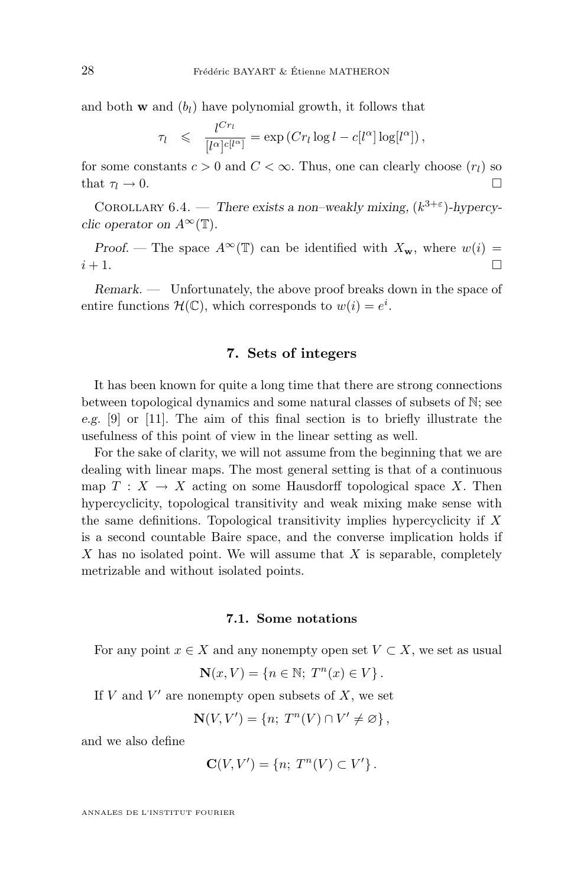and both $\mathbf{w}$ and $(b_l)$ have polynomial growth, it follows that

$$\tau_l \leqslant \frac{l^{Cr_l}}{[l^\alpha]^{c[l^\alpha]}} = \exp\left(Cr_l \log l - c[l^\alpha]\log[l^\alpha]\right),$$

for some constants $c > 0$ and $C < \infty$. Thus, one can clearly choose $(r_l)$ so that $\tau_l \to 0$. □

Corollary 6.4. — *There exists a non–weakly mixing, $(k^{3+\varepsilon})$-hypercyclic operator on $A^\infty(\mathbb{T})$.*

*Proof.* — The space $A^\infty(\mathbb{T})$ can be identified with $X_{\mathbf{w}}$, where $w(i) = i + 1$. □

*Remark.* — Unfortunately, the above proof breaks down in the space of entire functions $\mathcal{H}(\mathbb{C})$, which corresponds to $w(i) = e^i$.

## 7. Sets of integers

It has been known for quite a long time that there are strong connections between topological dynamics and some natural classes of subsets of $\mathbb{N}$; see *e.g.* [9] or [11]. The aim of this final section is to briefly illustrate the usefulness of this point of view in the linear setting as well.

For the sake of clarity, we will not assume from the beginning that we are dealing with linear maps. The most general setting is that of a continuous map $T : X \to X$ acting on some Hausdorff topological space $X$. Then hypercyclicity, topological transitivity and weak mixing make sense with the same definitions. Topological transitivity implies hypercyclicity if $X$ is a second countable Baire space, and the converse implication holds if $X$ has no isolated point. We will assume that $X$ is separable, completely metrizable and without isolated points.

### 7.1. Some notations

For any point $x \in X$ and any nonempty open set $V \subset X$, we set as usual

$$\mathbf{N}(x, V) = \{n \in \mathbb{N};\ T^n(x) \in V\}.$$

If $V$ and $V'$ are nonempty open subsets of $X$, we set

$$\mathbf{N}(V, V') = \{n;\ T^n(V) \cap V' \neq \varnothing\},$$

and we also define

$$\mathbf{C}(V, V') = \{n;\ T^n(V) \subset V'\}.$$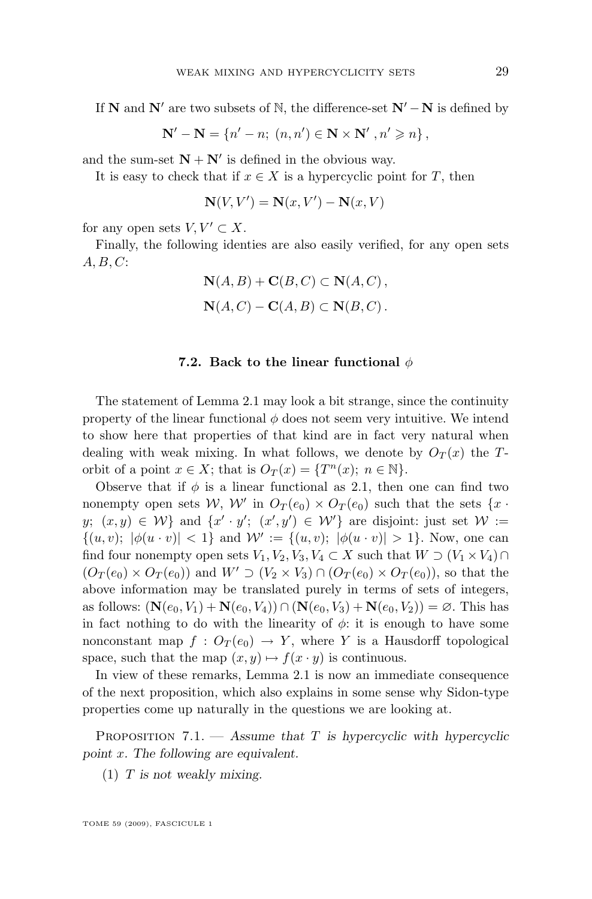If $\mathbf{N}$ and $\mathbf{N}'$ are two subsets of $\mathbb{N}$, the difference-set $\mathbf{N}' - \mathbf{N}$ is defined by

$$\mathbf{N}' - \mathbf{N} = \{n' - n;\ (n, n') \in \mathbf{N} \times \mathbf{N}'\ , n' \geqslant n\}\,,$$

and the sum-set $\mathbf{N} + \mathbf{N}'$ is defined in the obvious way.

It is easy to check that if $x \in X$ is a hypercyclic point for $T$, then

$$\mathbf{N}(V, V') = \mathbf{N}(x, V') - \mathbf{N}(x, V)$$

for any open sets $V, V' \subset X$.

Finally, the following identies are also easily verified, for any open sets $A, B, C$:

$$\mathbf{N}(A, B) + \mathbf{C}(B, C) \subset \mathbf{N}(A, C)\,,$$

$$\mathbf{N}(A, C) - \mathbf{C}(A, B) \subset \mathbf{N}(B, C)\,.$$

### 7.2. Back to the linear functional $\phi$

The statement of Lemma 2.1 may look a bit strange, since the continuity property of the linear functional $\phi$ does not seem very intuitive. We intend to show here that properties of that kind are in fact very natural when dealing with weak mixing. In what follows, we denote by $O_T(x)$ the $T$-orbit of a point $x \in X$; that is $O_T(x) = \{T^n(x);\ n \in \mathbb{N}\}$.

Observe that if $\phi$ is a linear functional as 2.1, then one can find two nonempty open sets $\mathcal{W}$, $\mathcal{W}'$ in $O_T(e_0) \times O_T(e_0)$ such that the sets $\{x \cdot y;\ (x, y) \in \mathcal{W}\}$ and $\{x' \cdot y';\ (x', y') \in \mathcal{W}'\}$ are disjoint: just set $\mathcal{W} := \{(u, v);\ |\phi(u \cdot v)| < 1\}$ and $\mathcal{W}' := \{(u, v);\ |\phi(u \cdot v)| > 1\}$. Now, one can find four nonempty open sets $V_1, V_2, V_3, V_4 \subset X$ such that $W \supset (V_1 \times V_4) \cap (O_T(e_0) \times O_T(e_0))$ and $W' \supset (V_2 \times V_3) \cap (O_T(e_0) \times O_T(e_0))$, so that the above information may be translated purely in terms of sets of integers, as follows: $(\mathbf{N}(e_0, V_1) + \mathbf{N}(e_0, V_4)) \cap (\mathbf{N}(e_0, V_3) + \mathbf{N}(e_0, V_2)) = \varnothing$. This has in fact nothing to do with the linearity of $\phi$: it is enough to have some nonconstant map $f : O_T(e_0) \to Y$, where $Y$ is a Hausdorff topological space, such that the map $(x, y) \mapsto f(x \cdot y)$ is continuous.

In view of these remarks, Lemma 2.1 is now an immediate consequence of the next proposition, which also explains in some sense why Sidon-type properties come up naturally in the questions we are looking at.

Proposition 7.1. — *Assume that $T$ is hypercyclic with hypercyclic point $x$. The following are equivalent.*

(1) *$T$ is not weakly mixing.*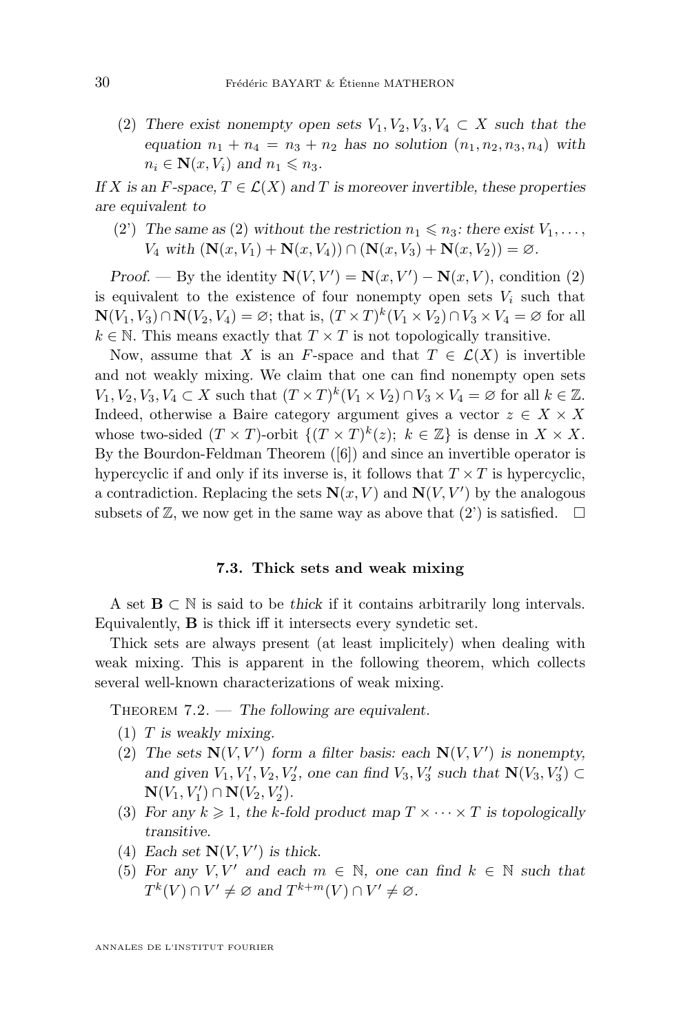(2) *There exist nonempty open sets $V_1, V_2, V_3, V_4 \subset X$ such that the equation $n_1 + n_4 = n_3 + n_2$ has no solution $(n_1, n_2, n_3, n_4)$ with $n_i \in \mathbf{N}(x, V_i)$ and $n_1 \leqslant n_3$.*

*If $X$ is an $F$-space, $T \in \mathcal{L}(X)$ and $T$ is moreover invertible, these properties are equivalent to*

(2') *The same as (2) without the restriction $n_1 \leqslant n_3$: there exist $V_1, \dots, V_4$ with $(\mathbf{N}(x, V_1) + \mathbf{N}(x, V_4)) \cap (\mathbf{N}(x, V_3) + \mathbf{N}(x, V_2)) = \varnothing$.*

*Proof.* — By the identity $\mathbf{N}(V, V') = \mathbf{N}(x, V') - \mathbf{N}(x, V)$, condition (2) is equivalent to the existence of four nonempty open sets $V_i$ such that $\mathbf{N}(V_1, V_3) \cap \mathbf{N}(V_2, V_4) = \varnothing$; that is, $(T \times T)^k (V_1 \times V_2) \cap V_3 \times V_4 = \varnothing$ for all $k \in \mathbb{N}$. This means exactly that $T \times T$ is not topologically transitive.

Now, assume that $X$ is an $F$-space and that $T \in \mathcal{L}(X)$ is invertible and not weakly mixing. We claim that one can find nonempty open sets $V_1, V_2, V_3, V_4 \subset X$ such that $(T \times T)^k (V_1 \times V_2) \cap V_3 \times V_4 = \varnothing$ for all $k \in \mathbb{Z}$. Indeed, otherwise a Baire category argument gives a vector $z \in X \times X$ whose two-sided $(T \times T)$-orbit $\{(T \times T)^k(z);\ k \in \mathbb{Z}\}$ is dense in $X \times X$. By the Bourdon-Feldman Theorem ([6]) and since an invertible operator is hypercyclic if and only if its inverse is, it follows that $T \times T$ is hypercyclic, a contradiction. Replacing the sets $\mathbf{N}(x, V)$ and $\mathbf{N}(V, V')$ by the analogous subsets of $\mathbb{Z}$, we now get in the same way as above that (2') is satisfied. $\square$

### 7.3. Thick sets and weak mixing

A set $\mathbf{B} \subset \mathbb{N}$ is said to be *thick* if it contains arbitrarily long intervals. Equivalently, $\mathbf{B}$ is thick iff it intersects every syndetic set.

Thick sets are always present (at least implicitely) when dealing with weak mixing. This is apparent in the following theorem, which collects several well-known characterizations of weak mixing.

Theorem 7.2. — *The following are equivalent.*

1. *$T$ is weakly mixing.*
2. *The sets $\mathbf{N}(V, V')$ form a filter basis: each $\mathbf{N}(V, V')$ is nonempty, and given $V_1, V_1', V_2, V_2'$, one can find $V_3, V_3'$ such that $\mathbf{N}(V_3, V_3') \subset \mathbf{N}(V_1, V_1') \cap \mathbf{N}(V_2, V_2')$.*
3. *For any $k \geqslant 1$, the $k$-fold product map $T \times \cdots \times T$ is topologically transitive.*
4. *Each set $\mathbf{N}(V, V')$ is thick.*
5. *For any $V, V'$ and each $m \in \mathbb{N}$, one can find $k \in \mathbb{N}$ such that $T^k(V) \cap V' \neq \varnothing$ and $T^{k+m}(V) \cap V' \neq \varnothing$.*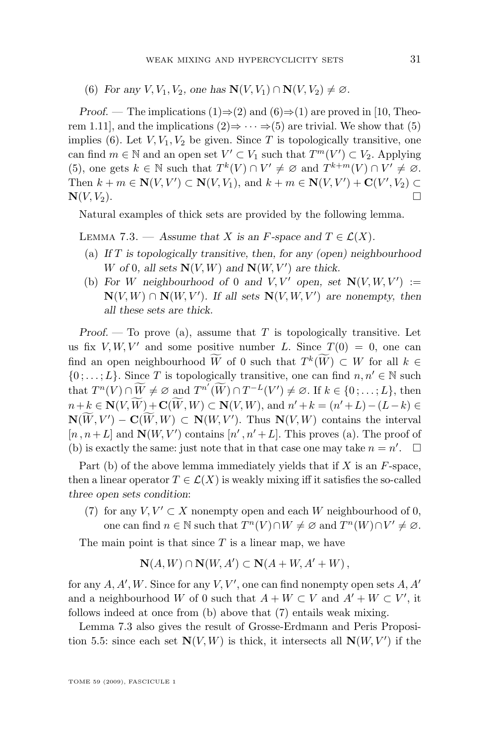(6) *For any $V, V_1, V_2$, one has $\mathbf{N}(V, V_1) \cap \mathbf{N}(V, V_2) \neq \varnothing$.*

*Proof.* — The implications (1)⇒(2) and (6)⇒(1) are proved in [10, Theorem 1.11], and the implications (2)⇒ ⋯ ⇒(5) are trivial. We show that (5) implies (6). Let $V, V_1, V_2$ be given. Since $T$ is topologically transitive, one can find $m \in \mathbb{N}$ and an open set $V' \subset V_1$ such that $T^m(V') \subset V_2$. Applying (5), one gets $k \in \mathbb{N}$ such that $T^k(V) \cap V' \neq \varnothing$ and $T^{k+m}(V) \cap V' \neq \varnothing$. Then $k + m \in \mathbf{N}(V, V') \subset \mathbf{N}(V, V_1)$, and $k + m \in \mathbf{N}(V, V') + \mathbf{C}(V', V_2) \subset \mathbf{N}(V, V_2)$. □

Natural examples of thick sets are provided by the following lemma.

Lemma 7.3. — *Assume that $X$ is an $F$-space and $T \in \mathcal{L}(X)$.*

(a) *If $T$ is topologically transitive, then, for any (open) neighbourhood $W$ of 0, all sets $\mathbf{N}(V, W)$ and $\mathbf{N}(W, V')$ are thick.*

(b) *For $W$ neighbourhood of 0 and $V, V'$ open, set $\mathbf{N}(V, W, V') := \mathbf{N}(V, W) \cap \mathbf{N}(W, V')$. If all sets $\mathbf{N}(V, W, V')$ are nonempty, then all these sets are thick.*

*Proof.* — To prove (a), assume that $T$ is topologically transitive. Let us fix $V, W, V'$ and some positive number $L$. Since $T(0) = 0$, one can find an open neighbourhood $\widetilde{W}$ of 0 such that $T^k(\widetilde{W}) \subset W$ for all $k \in \{0 ; \ldots ; L\}$. Since $T$ is topologically transitive, one can find $n, n' \in \mathbb{N}$ such that $T^n(V) \cap \widetilde{W} \neq \varnothing$ and $T^{n'}(\widetilde{W}) \cap T^{-L}(V') \neq \varnothing$. If $k \in \{0 ; \ldots ; L\}$, then $n + k \in \mathbf{N}(V, \widetilde{W}) + \mathbf{C}(\widetilde{W}, W) \subset \mathbf{N}(V, W)$, and $n' + k = (n' + L) - (L - k) \in \mathbf{N}(\widetilde{W}, V') - \mathbf{C}(\widetilde{W}, W) \subset \mathbf{N}(W, V')$. Thus $\mathbf{N}(V, W)$ contains the interval $[n, n + L]$ and $\mathbf{N}(W, V')$ contains $[n', n' + L]$. This proves (a). The proof of (b) is exactly the same: just note that in that case one may take $n = n'$. □

Part (b) of the above lemma immediately yields that if $X$ is an $F$-space, then a linear operator $T \in \mathcal{L}(X)$ is weakly mixing iff it satisfies the so-called *three open sets condition*:

(7) for any $V, V' \subset X$ nonempty open and each $W$ neighbourhood of 0, one can find $n \in \mathbb{N}$ such that $T^n(V) \cap W \neq \varnothing$ and $T^n(W) \cap V' \neq \varnothing$.

The main point is that since $T$ is a linear map, we have

$$\mathbf{N}(A, W) \cap \mathbf{N}(W, A') \subset \mathbf{N}(A + W, A' + W)\,,$$

for any $A, A', W$. Since for any $V, V'$, one can find nonempty open sets $A, A'$ and a neighbourhood $W$ of 0 such that $A + W \subset V$ and $A' + W \subset V'$, it follows indeed at once from (b) above that (7) entails weak mixing.

Lemma 7.3 also gives the result of Grosse-Erdmann and Peris Proposition 5.5: since each set $\mathbf{N}(V, W)$ is thick, it intersects all $\mathbf{N}(W, V')$ if the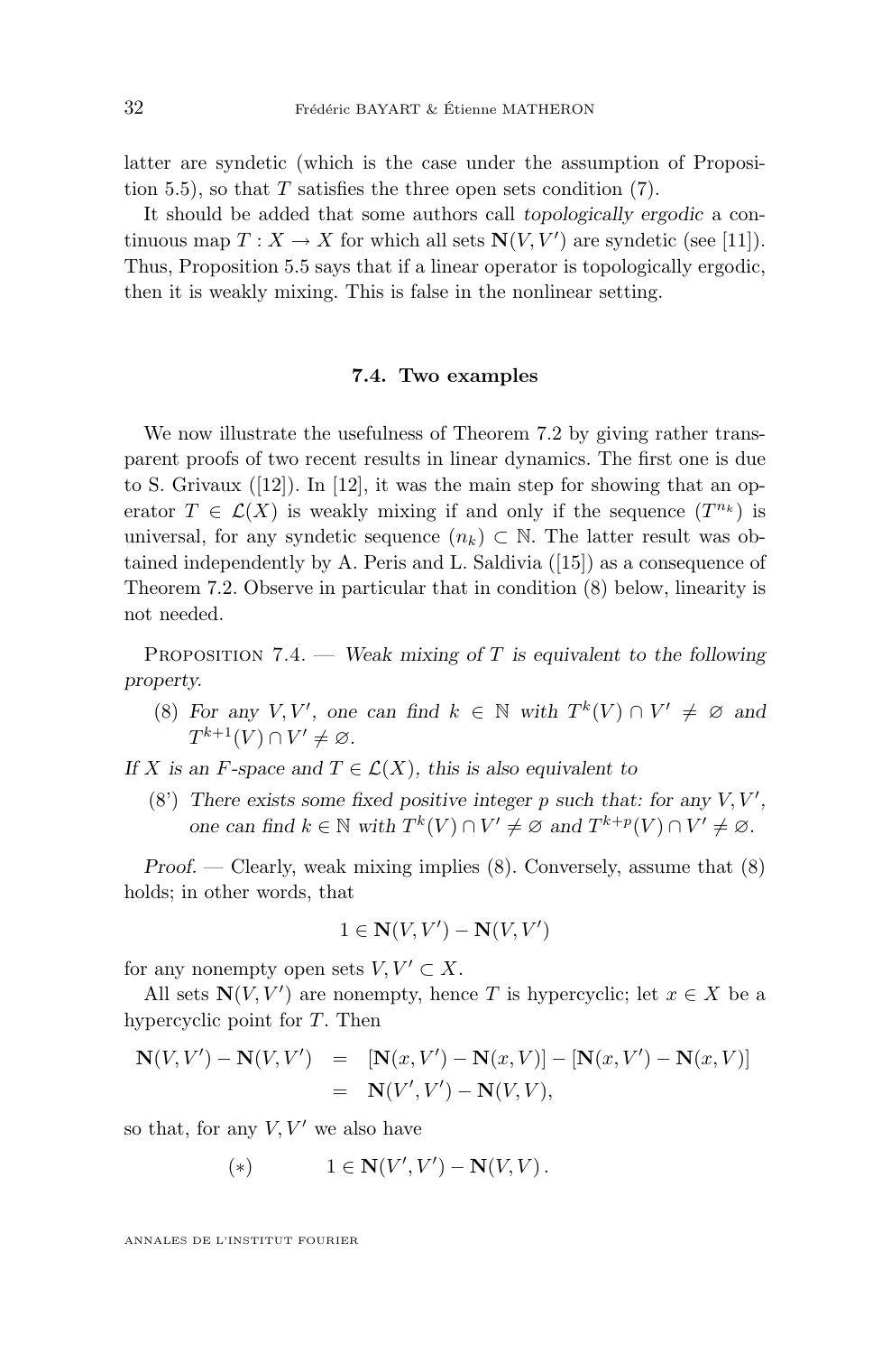latter are syndetic (which is the case under the assumption of Proposition 5.5), so that $T$ satisfies the three open sets condition (7).

It should be added that some authors call *topologically ergodic* a continuous map $T : X \to X$ for which all sets $\mathbf{N}(V, V')$ are syndetic (see [11]). Thus, Proposition 5.5 says that if a linear operator is topologically ergodic, then it is weakly mixing. This is false in the nonlinear setting.

### 7.4. Two examples

We now illustrate the usefulness of Theorem 7.2 by giving rather transparent proofs of two recent results in linear dynamics. The first one is due to S. Grivaux ([12]). In [12], it was the main step for showing that an operator $T \in \mathcal{L}(X)$ is weakly mixing if and only if the sequence $(T^{n_k})$ is universal, for any syndetic sequence $(n_k) \subset \mathbb{N}$. The latter result was obtained independently by A. Peris and L. Saldivia ([15]) as a consequence of Theorem 7.2. Observe in particular that in condition (8) below, linearity is not needed.

Proposition 7.4. — *Weak mixing of $T$ is equivalent to the following property.*

(8) *For any $V, V'$, one can find $k \in \mathbb{N}$ with $T^k(V) \cap V' \neq \varnothing$ and $T^{k+1}(V) \cap V' \neq \varnothing$.*

*If $X$ is an $F$-space and $T \in \mathcal{L}(X)$, this is also equivalent to*

(8') *There exists some fixed positive integer $p$ such that: for any $V, V'$, one can find $k \in \mathbb{N}$ with $T^k(V) \cap V' \neq \varnothing$ and $T^{k+p}(V) \cap V' \neq \varnothing$.*

*Proof.* — Clearly, weak mixing implies (8). Conversely, assume that (8) holds; in other words, that

$$1 \in \mathbf{N}(V, V') - \mathbf{N}(V, V')$$

for any nonempty open sets $V, V' \subset X$.

All sets $\mathbf{N}(V, V')$ are nonempty, hence $T$ is hypercyclic; let $x \in X$ be a hypercyclic point for $T$. Then

$$\begin{aligned} \mathbf{N}(V, V') - \mathbf{N}(V, V') &= [\mathbf{N}(x, V') - \mathbf{N}(x, V)] - [\mathbf{N}(x, V') - \mathbf{N}(x, V)] \\ &= \mathbf{N}(V', V') - \mathbf{N}(V, V), \end{aligned}$$

so that, for any $V, V'$ we also have

$$(*) \qquad 1 \in \mathbf{N}(V', V') - \mathbf{N}(V, V).$$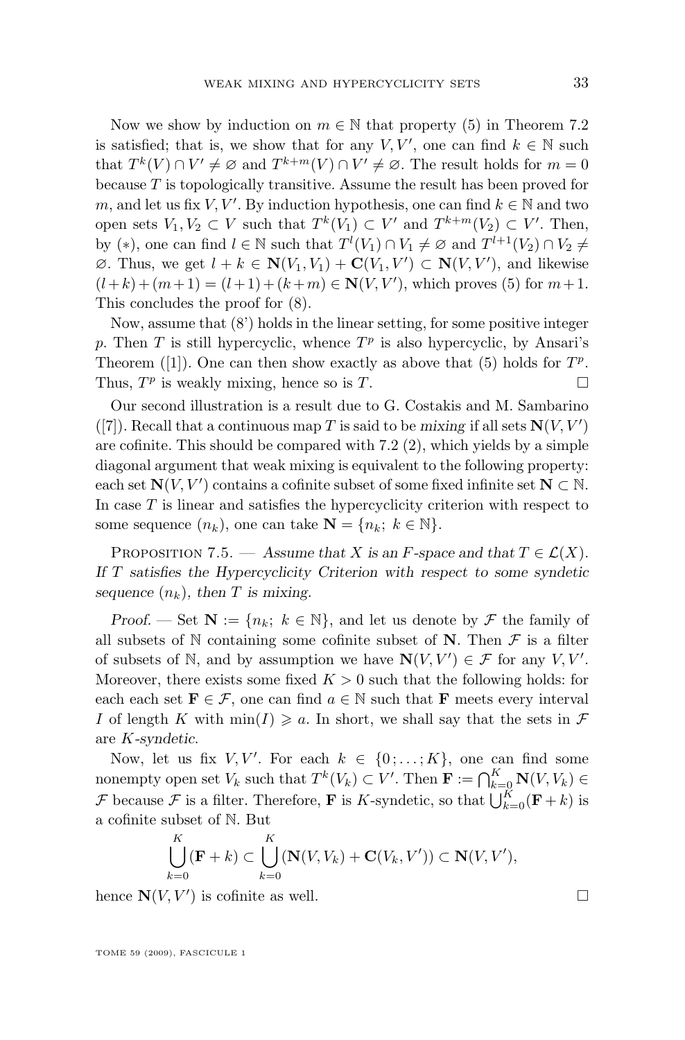Now we show by induction on $m \in \mathbb{N}$ that property (5) in Theorem 7.2 is satisfied; that is, we show that for any $V, V'$, one can find $k \in \mathbb{N}$ such that $T^k(V) \cap V' \neq \varnothing$ and $T^{k+m}(V) \cap V' \neq \varnothing$. The result holds for $m = 0$ because $T$ is topologically transitive. Assume the result has been proved for $m$, and let us fix $V, V'$. By induction hypothesis, one can find $k \in \mathbb{N}$ and two open sets $V_1, V_2 \subset V$ such that $T^k(V_1) \subset V'$ and $T^{k+m}(V_2) \subset V'$. Then, by $(*)$, one can find $l \in \mathbb{N}$ such that $T^l(V_1) \cap V_1 \neq \varnothing$ and $T^{l+1}(V_2) \cap V_2 \neq \varnothing$. Thus, we get $l + k \in \mathbf{N}(V_1, V_1) + \mathbf{C}(V_1, V') \subset \mathbf{N}(V, V')$, and likewise $(l+k)+(m+1) = (l+1)+(k+m) \in \mathbf{N}(V, V')$, which proves (5) for $m+1$. This concludes the proof for (8).

Now, assume that (8') holds in the linear setting, for some positive integer $p$. Then $T$ is still hypercyclic, whence $T^p$ is also hypercyclic, by Ansari's Theorem ([1]). One can then show exactly as above that (5) holds for $T^p$. Thus, $T^p$ is weakly mixing, hence so is $T$. □

Our second illustration is a result due to G. Costakis and M. Sambarino ([7]). Recall that a continuous map $T$ is said to be *mixing* if all sets $\mathbf{N}(V, V')$ are cofinite. This should be compared with 7.2 (2), which yields by a simple diagonal argument that weak mixing is equivalent to the following property: each set $\mathbf{N}(V, V')$ contains a cofinite subset of some fixed infinite set $\mathbf{N} \subset \mathbb{N}$. In case $T$ is linear and satisfies the hypercyclicity criterion with respect to some sequence $(n_k)$, one can take $\mathbf{N} = \{n_k;\ k \in \mathbb{N}\}$.

Proposition 7.5. — *Assume that $X$ is an $F$-space and that $T \in \mathcal{L}(X)$. If $T$ satisfies the Hypercyclicity Criterion with respect to some syndetic sequence $(n_k)$, then $T$ is mixing.*

*Proof.* — Set $\mathbf{N} := \{n_k;\ k \in \mathbb{N}\}$, and let us denote by $\mathcal{F}$ the family of all subsets of $\mathbb{N}$ containing some cofinite subset of $\mathbf{N}$. Then $\mathcal{F}$ is a filter of subsets of $\mathbb{N}$, and by assumption we have $\mathbf{N}(V, V') \in \mathcal{F}$ for any $V, V'$. Moreover, there exists some fixed $K > 0$ such that the following holds: for each each set $\mathbf{F} \in \mathcal{F}$, one can find $a \in \mathbb{N}$ such that $\mathbf{F}$ meets every interval $I$ of length $K$ with $\min(I) \geqslant a$. In short, we shall say that the sets in $\mathcal{F}$ are *$K$-syndetic*.

Now, let us fix $V, V'$. For each $k \in \{0; \ldots; K\}$, one can find some nonempty open set $V_k$ such that $T^k(V_k) \subset V'$. Then $\mathbf{F} := \bigcap_{k=0}^{K} \mathbf{N}(V, V_k) \in \mathcal{F}$ because $\mathcal{F}$ is a filter. Therefore, $\mathbf{F}$ is $K$-syndetic, so that $\bigcup_{k=0}^{K}(\mathbf{F} + k)$ is a cofinite subset of $\mathbb{N}$. But

$$\bigcup_{k=0}^{K}(\mathbf{F} + k) \subset \bigcup_{k=0}^{K}(\mathbf{N}(V, V_k) + \mathbf{C}(V_k, V')) \subset \mathbf{N}(V, V'),$$

hence $\mathbf{N}(V, V')$ is cofinite as well. □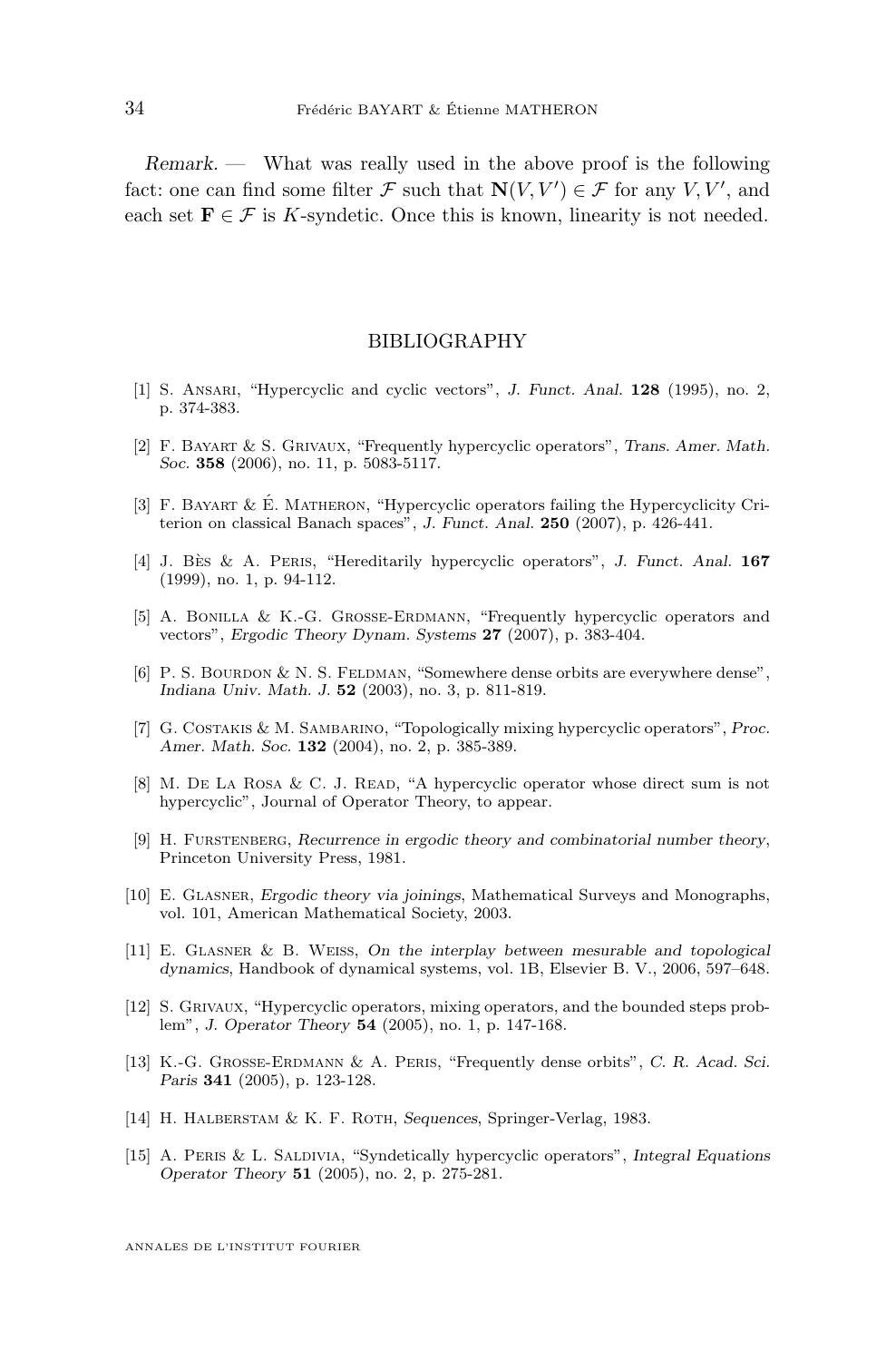*Remark.* — What was really used in the above proof is the following fact: one can find some filter $\mathcal{F}$ such that $\mathbf{N}(V,V') \in \mathcal{F}$ for any $V, V'$, and each set $\mathbf{F} \in \mathcal{F}$ is $K$-syndetic. Once this is known, linearity is not needed.

## BIBLIOGRAPHY

[1] S. Ansari, "Hypercyclic and cyclic vectors", *J. Funct. Anal.* **128** (1995), no. 2, p. 374-383.

[2] F. Bayart & S. Grivaux, "Frequently hypercyclic operators", *Trans. Amer. Math. Soc.* **358** (2006), no. 11, p. 5083-5117.

[3] F. Bayart & É. Matheron, "Hypercyclic operators failing the Hypercyclicity Criterion on classical Banach spaces", *J. Funct. Anal.* **250** (2007), p. 426-441.

[4] J. Bès & A. Peris, "Hereditarily hypercyclic operators", *J. Funct. Anal.* **167** (1999), no. 1, p. 94-112.

[5] A. Bonilla & K.-G. Grosse-Erdmann, "Frequently hypercyclic operators and vectors", *Ergodic Theory Dynam. Systems* **27** (2007), p. 383-404.

[6] P. S. Bourdon & N. S. Feldman, "Somewhere dense orbits are everywhere dense", *Indiana Univ. Math. J.* **52** (2003), no. 3, p. 811-819.

[7] G. Costakis & M. Sambarino, "Topologically mixing hypercyclic operators", *Proc. Amer. Math. Soc.* **132** (2004), no. 2, p. 385-389.

[8] M. De La Rosa & C. J. Read, "A hypercyclic operator whose direct sum is not hypercyclic", Journal of Operator Theory, to appear.

[9] H. Furstenberg, *Recurrence in ergodic theory and combinatorial number theory*, Princeton University Press, 1981.

[10] E. Glasner, *Ergodic theory via joinings*, Mathematical Surveys and Monographs, vol. 101, American Mathematical Society, 2003.

[11] E. Glasner & B. Weiss, *On the interplay between mesurable and topological dynamics*, Handbook of dynamical systems, vol. 1B, Elsevier B. V., 2006, 597–648.

[12] S. Grivaux, "Hypercyclic operators, mixing operators, and the bounded steps problem", *J. Operator Theory* **54** (2005), no. 1, p. 147-168.

[13] K.-G. Grosse-Erdmann & A. Peris, "Frequently dense orbits", *C. R. Acad. Sci. Paris* **341** (2005), p. 123-128.

[14] H. Halberstam & K. F. Roth, *Sequences*, Springer-Verlag, 1983.

[15] A. Peris & L. Saldivia, "Syndetically hypercyclic operators", *Integral Equations Operator Theory* **51** (2005), no. 2, p. 275-281.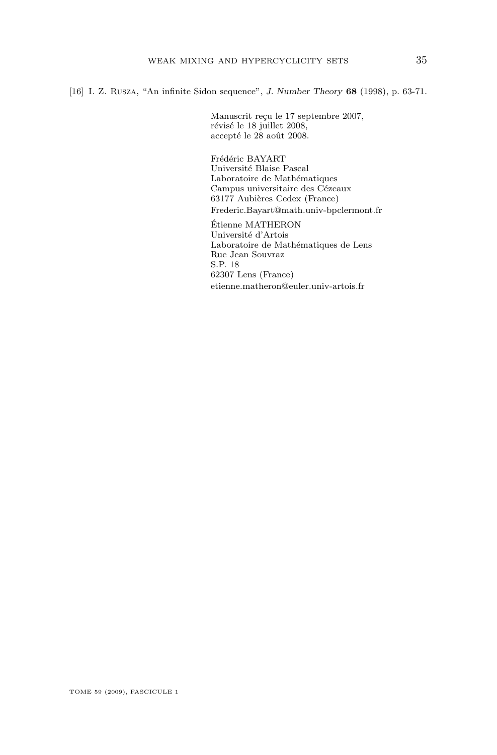[16] I. Z. Rusza, "An infinite Sidon sequence", *J. Number Theory* **68** (1998), p. 63-71.

Manuscrit reçu le 17 septembre 2007,
révisé le 18 juillet 2008,
accepté le 28 août 2008.

Frédéric BAYART
Université Blaise Pascal
Laboratoire de Mathématiques
Campus universitaire des Cézeaux
63177 Aubières Cedex (France)
Frederic.Bayart@math.univ-bpclermont.fr

Étienne MATHERON
Université d'Artois
Laboratoire de Mathématiques de Lens
Rue Jean Souvraz
S.P. 18
62307 Lens (France)
etienne.matheron@euler.univ-artois.fr